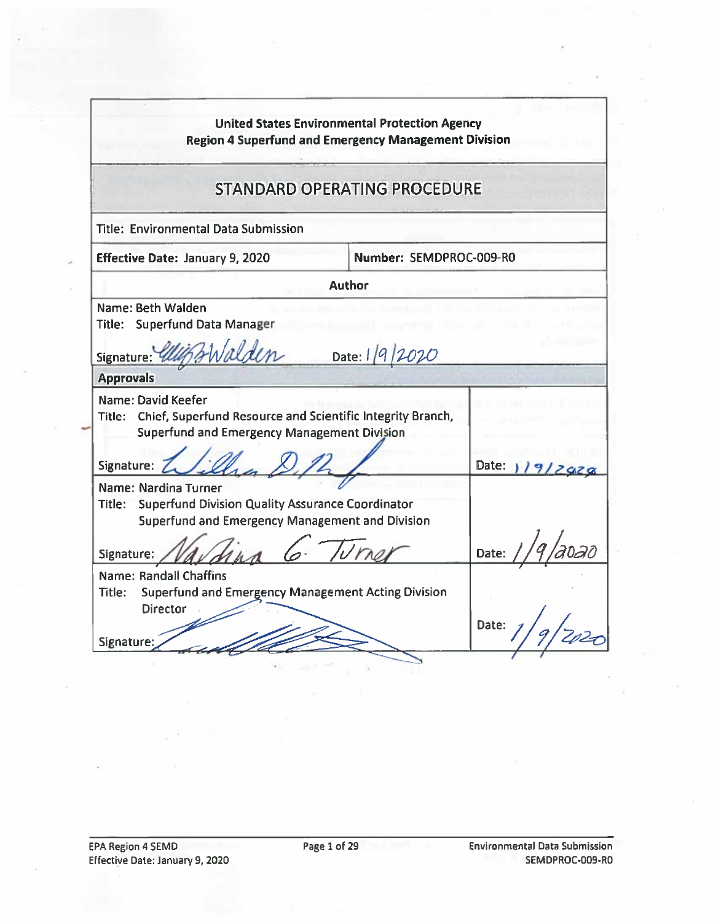**United States Environmental Protection Agency**
**Region 4 Superfund and Emergency Management Division**

# STANDARD OPERATING PROCEDURE

| | |
|---|---|
| Title: Environmental Data Submission | |
| **Effective Date:** January 9, 2020 | **Number:** SEMDPROC-009-R0 |

**Author**

Name: Beth Walden
Title: Superfund Data Manager

Signature: *[signature]* Date: 1/9/2020

**Approvals**

| | |
|---|---|
| Name: David Keefer<br>Title: Chief, Superfund Resource and Scientific Integrity Branch, Superfund and Emergency Management Division<br><br>Signature: *[signature]* | Date: 1/9/2020 |
| Name: Nardina Turner<br>Title: Superfund Division Quality Assurance Coordinator Superfund and Emergency Management and Division<br><br>Signature: *[signature]* | Date: 1/9/2020 |
| Name: Randall Chaffins<br>Title: Superfund and Emergency Management Acting Division Director<br><br>Signature: *[signature]* | Date: 1/9/2020 |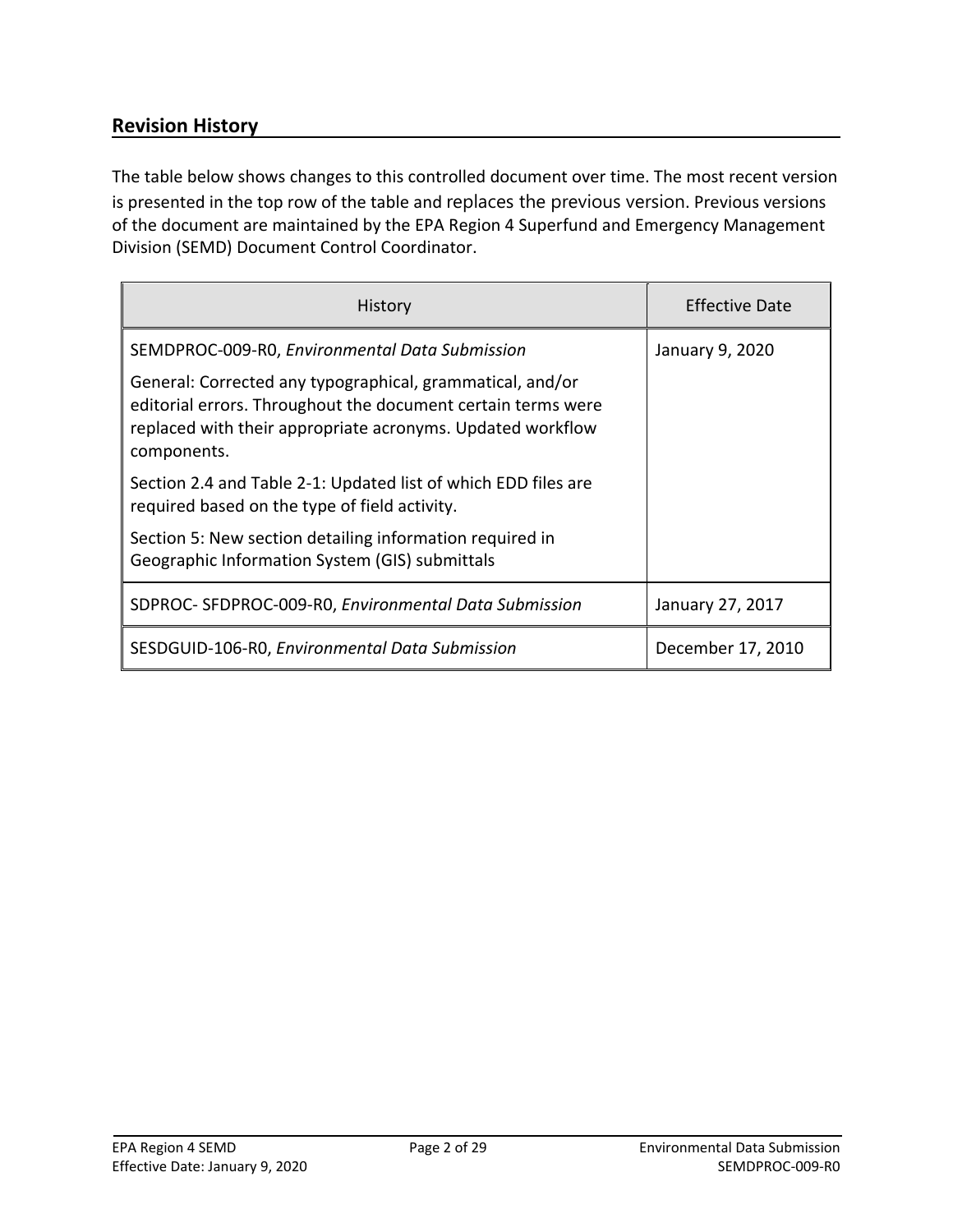## Revision History

The table below shows changes to this controlled document over time. The most recent version is presented in the top row of the table and replaces the previous version. Previous versions of the document are maintained by the EPA Region 4 Superfund and Emergency Management Division (SEMD) Document Control Coordinator.

| History | Effective Date |
| --- | --- |
| SEMDPROC-009-R0, *Environmental Data Submission*<br><br>General: Corrected any typographical, grammatical, and/or editorial errors. Throughout the document certain terms were replaced with their appropriate acronyms. Updated workflow components.<br><br>Section 2.4 and Table 2-1: Updated list of which EDD files are required based on the type of field activity.<br><br>Section 5: New section detailing information required in Geographic Information System (GIS) submittals | January 9, 2020 |
| SDPROC- SFDPROC-009-R0, *Environmental Data Submission* | January 27, 2017 |
| SESDGUID-106-R0, *Environmental Data Submission* | December 17, 2010 |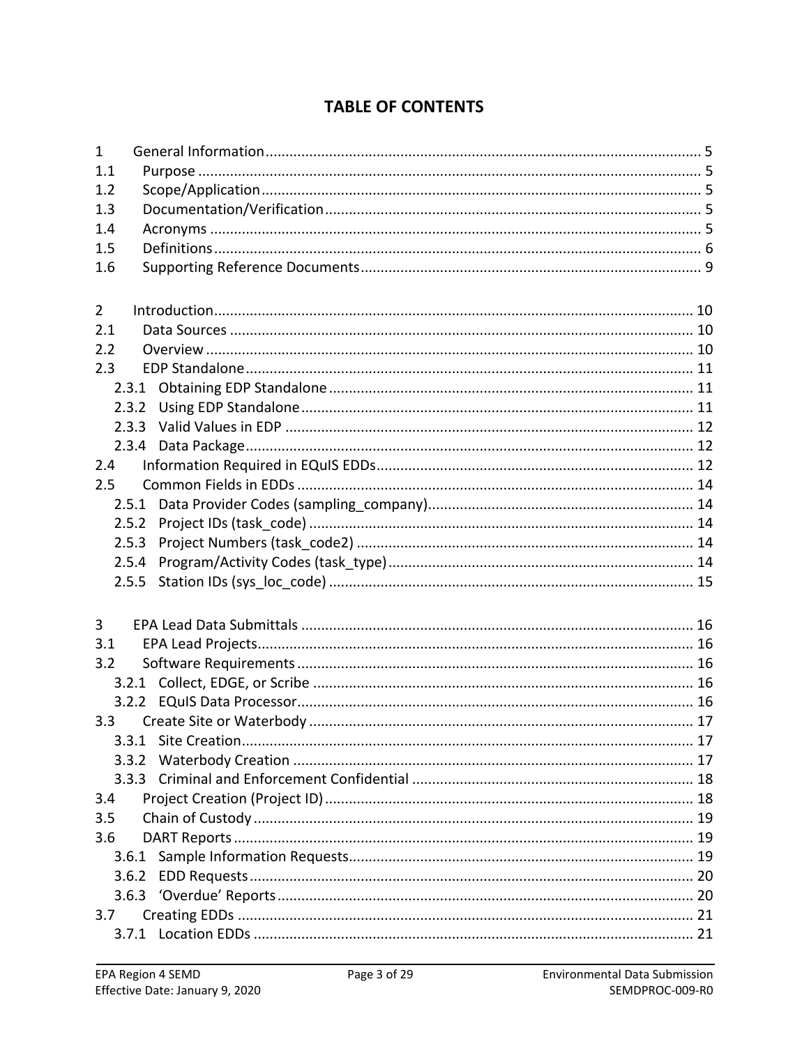# TABLE OF CONTENTS

1 General Information ..... 5
1.1 Purpose ..... 5
1.2 Scope/Application ..... 5
1.3 Documentation/Verification ..... 5
1.4 Acronyms ..... 5
1.5 Definitions ..... 6
1.6 Supporting Reference Documents ..... 9

2 Introduction ..... 10
2.1 Data Sources ..... 10
2.2 Overview ..... 10
2.3 EDP Standalone ..... 11
  2.3.1 Obtaining EDP Standalone ..... 11
  2.3.2 Using EDP Standalone ..... 11
  2.3.3 Valid Values in EDP ..... 12
  2.3.4 Data Package ..... 12
2.4 Information Required in EQuIS EDDs ..... 12
2.5 Common Fields in EDDs ..... 14
  2.5.1 Data Provider Codes (sampling_company) ..... 14
  2.5.2 Project IDs (task_code) ..... 14
  2.5.3 Project Numbers (task_code2) ..... 14
  2.5.4 Program/Activity Codes (task_type) ..... 14
  2.5.5 Station IDs (sys_loc_code) ..... 15

3 EPA Lead Data Submittals ..... 16
3.1 EPA Lead Projects ..... 16
3.2 Software Requirements ..... 16
  3.2.1 Collect, EDGE, or Scribe ..... 16
  3.2.2 EQuIS Data Processor ..... 16
3.3 Create Site or Waterbody ..... 17
  3.3.1 Site Creation ..... 17
  3.3.2 Waterbody Creation ..... 17
  3.3.3 Criminal and Enforcement Confidential ..... 18
3.4 Project Creation (Project ID) ..... 18
3.5 Chain of Custody ..... 19
3.6 DART Reports ..... 19
  3.6.1 Sample Information Requests ..... 19
  3.6.2 EDD Requests ..... 20
  3.6.3 'Overdue' Reports ..... 20
3.7 Creating EDDs ..... 21
  3.7.1 Location EDDs ..... 21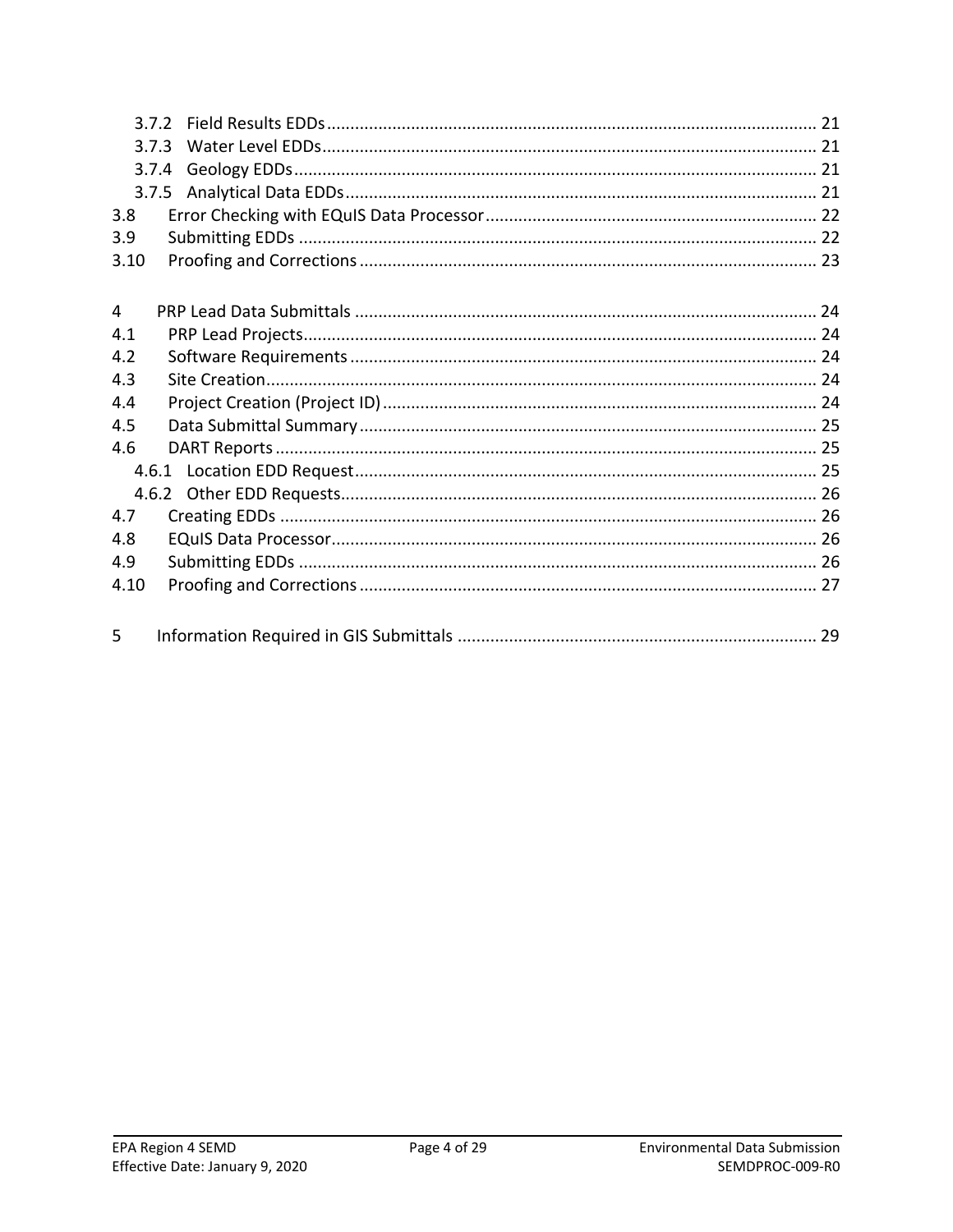3.7.2 Field Results EDDs ........................................................................................................ 21
3.7.3 Water Level EDDs ......................................................................................................... 21
3.7.4 Geology EDDs ............................................................................................................... 21
3.7.5 Analytical Data EDDs .................................................................................................... 21
3.8 Error Checking with EQuIS Data Processor ...................................................................... 22
3.9 Submitting EDDs .............................................................................................................. 22
3.10 Proofing and Corrections ................................................................................................. 23

4 PRP Lead Data Submittals .................................................................................................. 24
4.1 PRP Lead Projects ............................................................................................................. 24
4.2 Software Requirements ................................................................................................... 24
4.3 Site Creation ..................................................................................................................... 24
4.4 Project Creation (Project ID) ............................................................................................ 24
4.5 Data Submittal Summary ................................................................................................. 25
4.6 DART Reports ................................................................................................................... 25
4.6.1 Location EDD Request .................................................................................................. 25
4.6.2 Other EDD Requests ..................................................................................................... 26
4.7 Creating EDDs .................................................................................................................. 26
4.8 EQuIS Data Processor ....................................................................................................... 26
4.9 Submitting EDDs .............................................................................................................. 26
4.10 Proofing and Corrections ................................................................................................. 27

5 Information Required in GIS Submittals ............................................................................. 29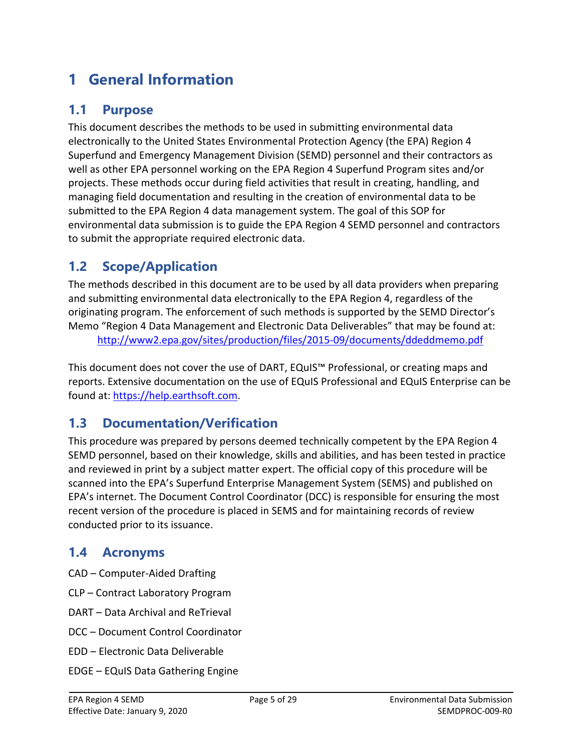# 1 General Information

## 1.1 Purpose

This document describes the methods to be used in submitting environmental data electronically to the United States Environmental Protection Agency (the EPA) Region 4 Superfund and Emergency Management Division (SEMD) personnel and their contractors as well as other EPA personnel working on the EPA Region 4 Superfund Program sites and/or projects. These methods occur during field activities that result in creating, handling, and managing field documentation and resulting in the creation of environmental data to be submitted to the EPA Region 4 data management system. The goal of this SOP for environmental data submission is to guide the EPA Region 4 SEMD personnel and contractors to submit the appropriate required electronic data.

## 1.2 Scope/Application

The methods described in this document are to be used by all data providers when preparing and submitting environmental data electronically to the EPA Region 4, regardless of the originating program. The enforcement of such methods is supported by the SEMD Director's Memo "Region 4 Data Management and Electronic Data Deliverables" that may be found at: http://www2.epa.gov/sites/production/files/2015-09/documents/ddeddmemo.pdf

This document does not cover the use of DART, EQuIS™ Professional, or creating maps and reports. Extensive documentation on the use of EQuIS Professional and EQuIS Enterprise can be found at: https://help.earthsoft.com.

## 1.3 Documentation/Verification

This procedure was prepared by persons deemed technically competent by the EPA Region 4 SEMD personnel, based on their knowledge, skills and abilities, and has been tested in practice and reviewed in print by a subject matter expert. The official copy of this procedure will be scanned into the EPA's Superfund Enterprise Management System (SEMS) and published on EPA's internet. The Document Control Coordinator (DCC) is responsible for ensuring the most recent version of the procedure is placed in SEMS and for maintaining records of review conducted prior to its issuance.

## 1.4 Acronyms

CAD – Computer-Aided Drafting

CLP – Contract Laboratory Program

DART – Data Archival and ReTrieval

DCC – Document Control Coordinator

EDD – Electronic Data Deliverable

EDGE – EQuIS Data Gathering Engine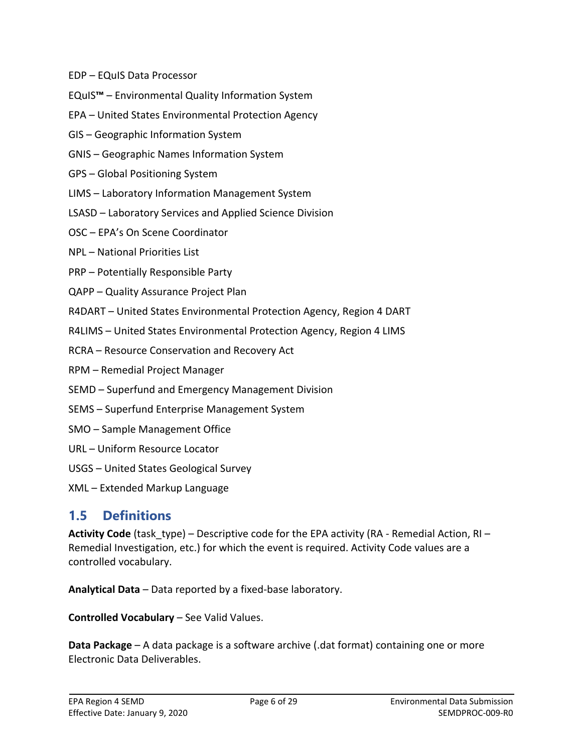EDP – EQuIS Data Processor

EQuIS™ – Environmental Quality Information System

EPA – United States Environmental Protection Agency

GIS – Geographic Information System

GNIS – Geographic Names Information System

GPS – Global Positioning System

LIMS – Laboratory Information Management System

LSASD – Laboratory Services and Applied Science Division

OSC – EPA's On Scene Coordinator

NPL – National Priorities List

PRP – Potentially Responsible Party

QAPP – Quality Assurance Project Plan

R4DART – United States Environmental Protection Agency, Region 4 DART

R4LIMS – United States Environmental Protection Agency, Region 4 LIMS

RCRA – Resource Conservation and Recovery Act

RPM – Remedial Project Manager

SEMD – Superfund and Emergency Management Division

SEMS – Superfund Enterprise Management System

SMO – Sample Management Office

URL – Uniform Resource Locator

USGS – United States Geological Survey

XML – Extended Markup Language

## 1.5 Definitions

**Activity Code** (task_type) – Descriptive code for the EPA activity (RA - Remedial Action, RI – Remedial Investigation, etc.) for which the event is required. Activity Code values are a controlled vocabulary.

**Analytical Data** – Data reported by a fixed-base laboratory.

**Controlled Vocabulary** – See Valid Values.

**Data Package** – A data package is a software archive (.dat format) containing one or more Electronic Data Deliverables.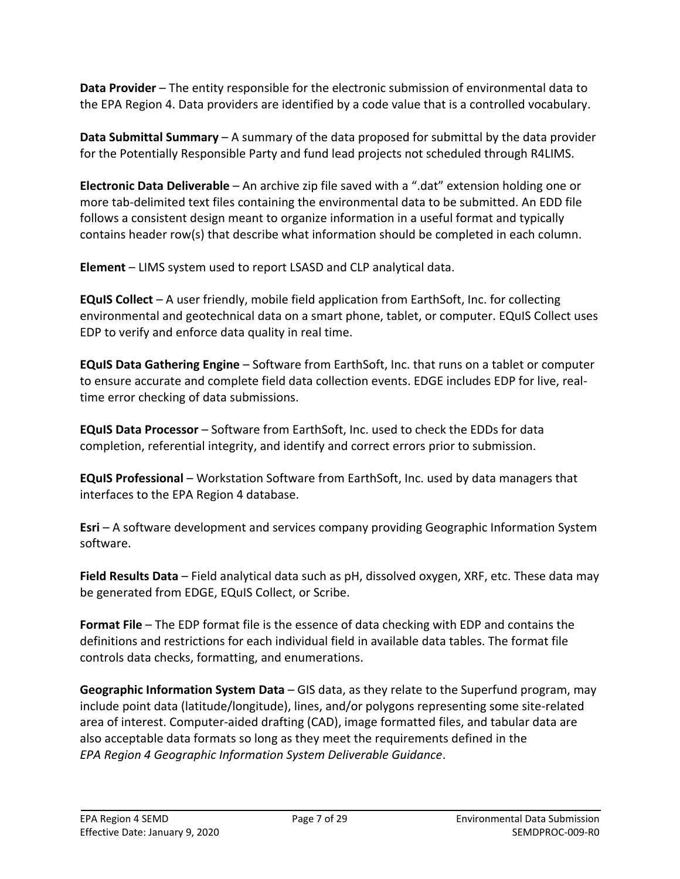**Data Provider** – The entity responsible for the electronic submission of environmental data to the EPA Region 4. Data providers are identified by a code value that is a controlled vocabulary.

**Data Submittal Summary** – A summary of the data proposed for submittal by the data provider for the Potentially Responsible Party and fund lead projects not scheduled through R4LIMS.

**Electronic Data Deliverable** – An archive zip file saved with a ".dat" extension holding one or more tab-delimited text files containing the environmental data to be submitted. An EDD file follows a consistent design meant to organize information in a useful format and typically contains header row(s) that describe what information should be completed in each column.

**Element** – LIMS system used to report LSASD and CLP analytical data.

**EQuIS Collect** – A user friendly, mobile field application from EarthSoft, Inc. for collecting environmental and geotechnical data on a smart phone, tablet, or computer. EQuIS Collect uses EDP to verify and enforce data quality in real time.

**EQuIS Data Gathering Engine** – Software from EarthSoft, Inc. that runs on a tablet or computer to ensure accurate and complete field data collection events. EDGE includes EDP for live, real-time error checking of data submissions.

**EQuIS Data Processor** – Software from EarthSoft, Inc. used to check the EDDs for data completion, referential integrity, and identify and correct errors prior to submission.

**EQuIS Professional** – Workstation Software from EarthSoft, Inc. used by data managers that interfaces to the EPA Region 4 database.

**Esri** – A software development and services company providing Geographic Information System software.

**Field Results Data** – Field analytical data such as pH, dissolved oxygen, XRF, etc. These data may be generated from EDGE, EQuIS Collect, or Scribe.

**Format File** – The EDP format file is the essence of data checking with EDP and contains the definitions and restrictions for each individual field in available data tables. The format file controls data checks, formatting, and enumerations.

**Geographic Information System Data** – GIS data, as they relate to the Superfund program, may include point data (latitude/longitude), lines, and/or polygons representing some site-related area of interest. Computer-aided drafting (CAD), image formatted files, and tabular data are also acceptable data formats so long as they meet the requirements defined in the *EPA Region 4 Geographic Information System Deliverable Guidance*.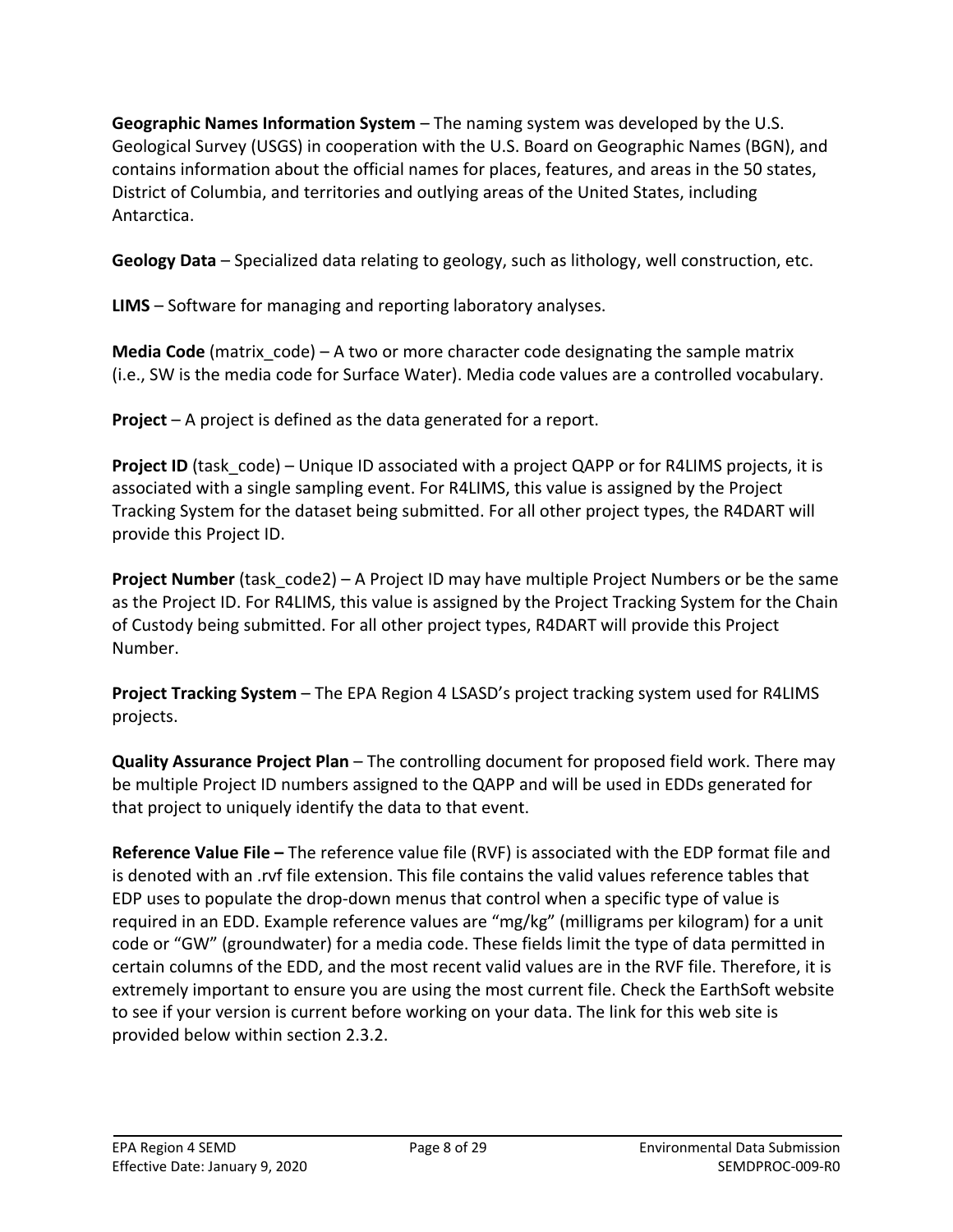**Geographic Names Information System** – The naming system was developed by the U.S. Geological Survey (USGS) in cooperation with the U.S. Board on Geographic Names (BGN), and contains information about the official names for places, features, and areas in the 50 states, District of Columbia, and territories and outlying areas of the United States, including Antarctica.

**Geology Data** – Specialized data relating to geology, such as lithology, well construction, etc.

**LIMS** – Software for managing and reporting laboratory analyses.

**Media Code** (matrix_code) – A two or more character code designating the sample matrix (i.e., SW is the media code for Surface Water). Media code values are a controlled vocabulary.

**Project** – A project is defined as the data generated for a report.

**Project ID** (task_code) – Unique ID associated with a project QAPP or for R4LIMS projects, it is associated with a single sampling event. For R4LIMS, this value is assigned by the Project Tracking System for the dataset being submitted. For all other project types, the R4DART will provide this Project ID.

**Project Number** (task_code2) – A Project ID may have multiple Project Numbers or be the same as the Project ID. For R4LIMS, this value is assigned by the Project Tracking System for the Chain of Custody being submitted. For all other project types, R4DART will provide this Project Number.

**Project Tracking System** – The EPA Region 4 LSASD's project tracking system used for R4LIMS projects.

**Quality Assurance Project Plan** – The controlling document for proposed field work. There may be multiple Project ID numbers assigned to the QAPP and will be used in EDDs generated for that project to uniquely identify the data to that event.

**Reference Value File –** The reference value file (RVF) is associated with the EDP format file and is denoted with an .rvf file extension. This file contains the valid values reference tables that EDP uses to populate the drop-down menus that control when a specific type of value is required in an EDD. Example reference values are "mg/kg" (milligrams per kilogram) for a unit code or "GW" (groundwater) for a media code. These fields limit the type of data permitted in certain columns of the EDD, and the most recent valid values are in the RVF file. Therefore, it is extremely important to ensure you are using the most current file. Check the EarthSoft website to see if your version is current before working on your data. The link for this web site is provided below within section 2.3.2.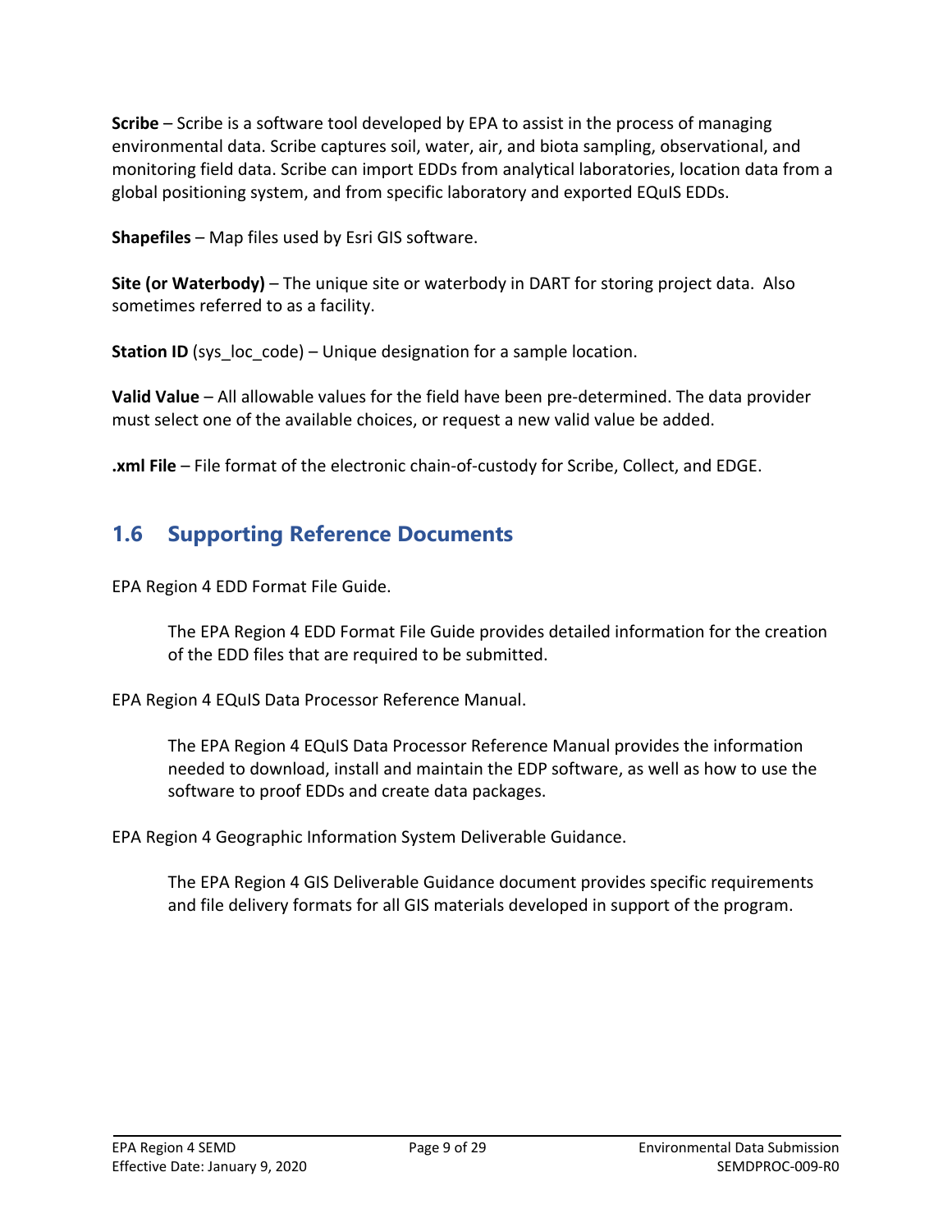**Scribe** – Scribe is a software tool developed by EPA to assist in the process of managing environmental data. Scribe captures soil, water, air, and biota sampling, observational, and monitoring field data. Scribe can import EDDs from analytical laboratories, location data from a global positioning system, and from specific laboratory and exported EQuIS EDDs.

**Shapefiles** – Map files used by Esri GIS software.

**Site (or Waterbody)** – The unique site or waterbody in DART for storing project data. Also sometimes referred to as a facility.

**Station ID** (sys_loc_code) – Unique designation for a sample location.

**Valid Value** – All allowable values for the field have been pre-determined. The data provider must select one of the available choices, or request a new valid value be added.

**.xml File** – File format of the electronic chain-of-custody for Scribe, Collect, and EDGE.

## 1.6 Supporting Reference Documents

EPA Region 4 EDD Format File Guide.

> The EPA Region 4 EDD Format File Guide provides detailed information for the creation of the EDD files that are required to be submitted.

EPA Region 4 EQuIS Data Processor Reference Manual.

> The EPA Region 4 EQuIS Data Processor Reference Manual provides the information needed to download, install and maintain the EDP software, as well as how to use the software to proof EDDs and create data packages.

EPA Region 4 Geographic Information System Deliverable Guidance.

> The EPA Region 4 GIS Deliverable Guidance document provides specific requirements and file delivery formats for all GIS materials developed in support of the program.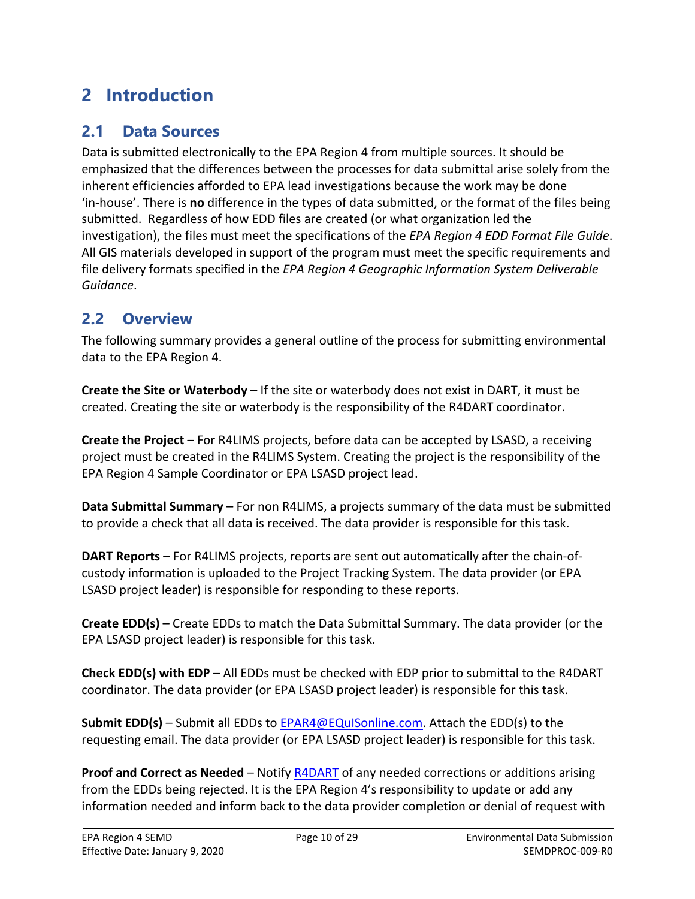# 2 Introduction

## 2.1 Data Sources

Data is submitted electronically to the EPA Region 4 from multiple sources. It should be emphasized that the differences between the processes for data submittal arise solely from the inherent efficiencies afforded to EPA lead investigations because the work may be done 'in-house'. There is **no** difference in the types of data submitted, or the format of the files being submitted. Regardless of how EDD files are created (or what organization led the investigation), the files must meet the specifications of the *EPA Region 4 EDD Format File Guide*. All GIS materials developed in support of the program must meet the specific requirements and file delivery formats specified in the *EPA Region 4 Geographic Information System Deliverable Guidance*.

## 2.2 Overview

The following summary provides a general outline of the process for submitting environmental data to the EPA Region 4.

**Create the Site or Waterbody** – If the site or waterbody does not exist in DART, it must be created. Creating the site or waterbody is the responsibility of the R4DART coordinator.

**Create the Project** – For R4LIMS projects, before data can be accepted by LSASD, a receiving project must be created in the R4LIMS System. Creating the project is the responsibility of the EPA Region 4 Sample Coordinator or EPA LSASD project lead.

**Data Submittal Summary** – For non R4LIMS, a projects summary of the data must be submitted to provide a check that all data is received. The data provider is responsible for this task.

**DART Reports** – For R4LIMS projects, reports are sent out automatically after the chain-of-custody information is uploaded to the Project Tracking System. The data provider (or EPA LSASD project leader) is responsible for responding to these reports.

**Create EDD(s)** – Create EDDs to match the Data Submittal Summary. The data provider (or the EPA LSASD project leader) is responsible for this task.

**Check EDD(s) with EDP** – All EDDs must be checked with EDP prior to submittal to the R4DART coordinator. The data provider (or EPA LSASD project leader) is responsible for this task.

**Submit EDD(s)** – Submit all EDDs to EPAR4@EQuISonline.com. Attach the EDD(s) to the requesting email. The data provider (or EPA LSASD project leader) is responsible for this task.

**Proof and Correct as Needed** – Notify R4DART of any needed corrections or additions arising from the EDDs being rejected. It is the EPA Region 4's responsibility to update or add any information needed and inform back to the data provider completion or denial of request with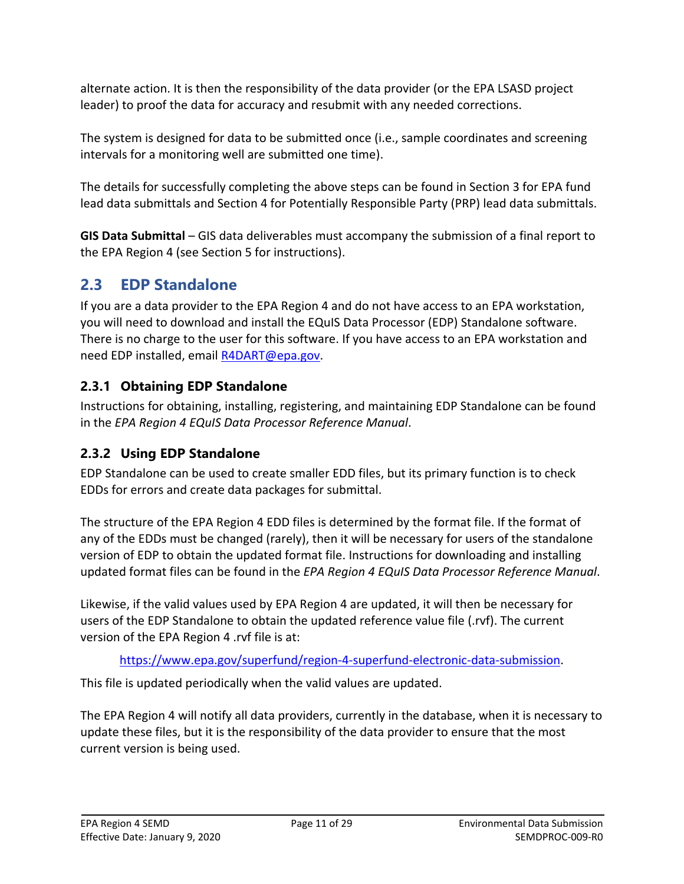alternate action. It is then the responsibility of the data provider (or the EPA LSASD project leader) to proof the data for accuracy and resubmit with any needed corrections.

The system is designed for data to be submitted once (i.e., sample coordinates and screening intervals for a monitoring well are submitted one time).

The details for successfully completing the above steps can be found in Section 3 for EPA fund lead data submittals and Section 4 for Potentially Responsible Party (PRP) lead data submittals.

**GIS Data Submittal** – GIS data deliverables must accompany the submission of a final report to the EPA Region 4 (see Section 5 for instructions).

## 2.3 EDP Standalone

If you are a data provider to the EPA Region 4 and do not have access to an EPA workstation, you will need to download and install the EQuIS Data Processor (EDP) Standalone software. There is no charge to the user for this software. If you have access to an EPA workstation and need EDP installed, email [R4DART@epa.gov](mailto:R4DART@epa.gov).

### 2.3.1 Obtaining EDP Standalone

Instructions for obtaining, installing, registering, and maintaining EDP Standalone can be found in the *EPA Region 4 EQuIS Data Processor Reference Manual*.

### 2.3.2 Using EDP Standalone

EDP Standalone can be used to create smaller EDD files, but its primary function is to check EDDs for errors and create data packages for submittal.

The structure of the EPA Region 4 EDD files is determined by the format file. If the format of any of the EDDs must be changed (rarely), then it will be necessary for users of the standalone version of EDP to obtain the updated format file. Instructions for downloading and installing updated format files can be found in the *EPA Region 4 EQuIS Data Processor Reference Manual*.

Likewise, if the valid values used by EPA Region 4 are updated, it will then be necessary for users of the EDP Standalone to obtain the updated reference value file (.rvf). The current version of the EPA Region 4 .rvf file is at:

> https://www.epa.gov/superfund/region-4-superfund-electronic-data-submission.

This file is updated periodically when the valid values are updated.

The EPA Region 4 will notify all data providers, currently in the database, when it is necessary to update these files, but it is the responsibility of the data provider to ensure that the most current version is being used.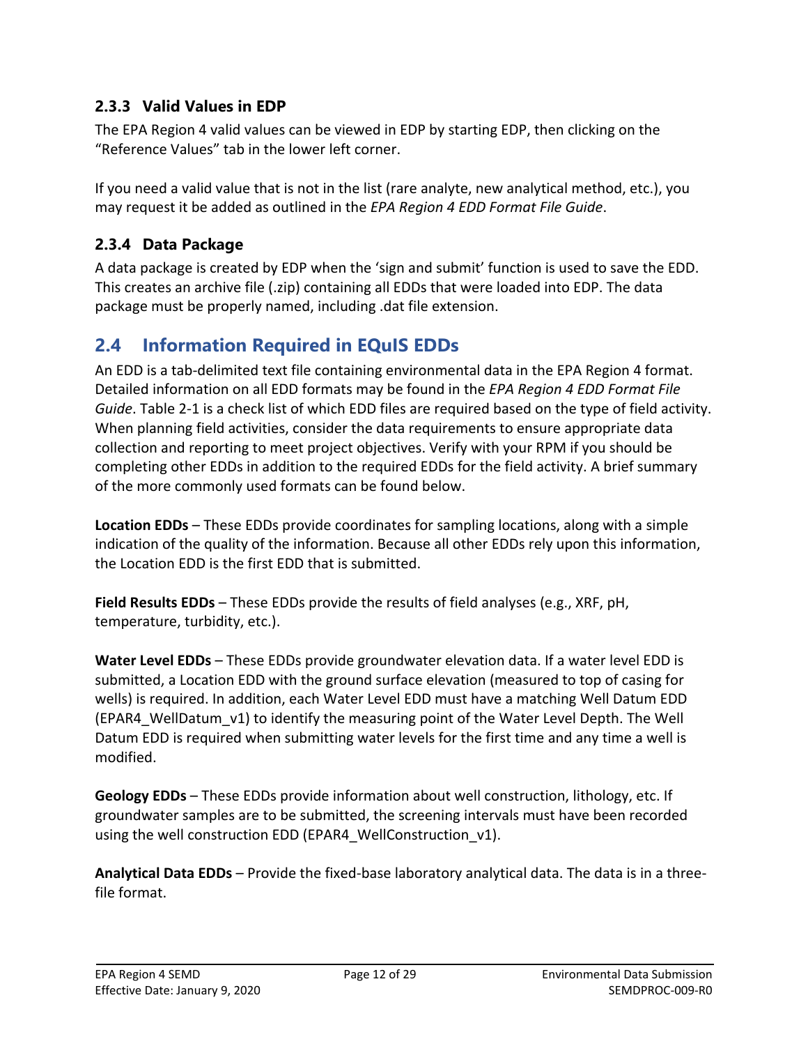### 2.3.3 Valid Values in EDP

The EPA Region 4 valid values can be viewed in EDP by starting EDP, then clicking on the "Reference Values" tab in the lower left corner.

If you need a valid value that is not in the list (rare analyte, new analytical method, etc.), you may request it be added as outlined in the *EPA Region 4 EDD Format File Guide*.

### 2.3.4 Data Package

A data package is created by EDP when the 'sign and submit' function is used to save the EDD. This creates an archive file (.zip) containing all EDDs that were loaded into EDP. The data package must be properly named, including .dat file extension.

## 2.4 Information Required in EQuIS EDDs

An EDD is a tab-delimited text file containing environmental data in the EPA Region 4 format. Detailed information on all EDD formats may be found in the *EPA Region 4 EDD Format File Guide*. Table 2-1 is a check list of which EDD files are required based on the type of field activity. When planning field activities, consider the data requirements to ensure appropriate data collection and reporting to meet project objectives. Verify with your RPM if you should be completing other EDDs in addition to the required EDDs for the field activity. A brief summary of the more commonly used formats can be found below.

**Location EDDs** – These EDDs provide coordinates for sampling locations, along with a simple indication of the quality of the information. Because all other EDDs rely upon this information, the Location EDD is the first EDD that is submitted.

**Field Results EDDs** – These EDDs provide the results of field analyses (e.g., XRF, pH, temperature, turbidity, etc.).

**Water Level EDDs** – These EDDs provide groundwater elevation data. If a water level EDD is submitted, a Location EDD with the ground surface elevation (measured to top of casing for wells) is required. In addition, each Water Level EDD must have a matching Well Datum EDD (EPAR4_WellDatum_v1) to identify the measuring point of the Water Level Depth. The Well Datum EDD is required when submitting water levels for the first time and any time a well is modified.

**Geology EDDs** – These EDDs provide information about well construction, lithology, etc. If groundwater samples are to be submitted, the screening intervals must have been recorded using the well construction EDD (EPAR4_WellConstruction_v1).

**Analytical Data EDDs** – Provide the fixed-base laboratory analytical data. The data is in a three-file format.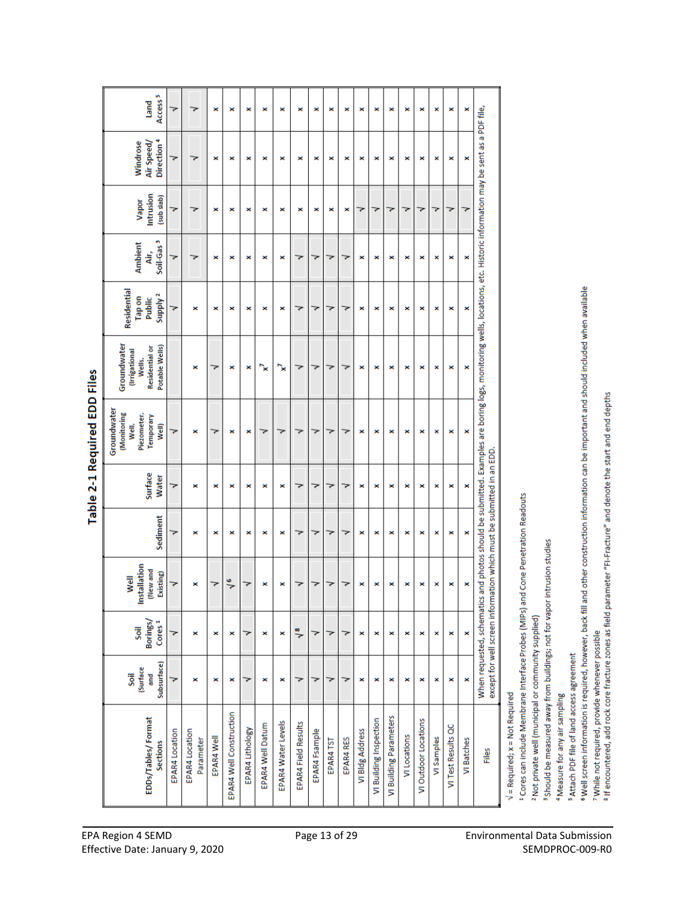# Table 2-1 Required EDD Files

| EDDs/Tables/Format Sections | Soil (Surface and Subsurface) | Soil Borings/Cores [1] | Well Installation (New and Existing) | Sediment | Surface Water | Groundwater (Monitoring Well, Piezometer, Temporary Well) | Groundwater (Irrigational Wells, Residential or Potable Wells) | Residential Tap on Public Supply [2] | Ambient Air, Soil-Gas [3] | Vapor Intrusion (sub slab) | Windrose Air Speed/Direction [4] | Land Access [5] |
|---|---|---|---|---|---|---|---|---|---|---|---|---|
| EPAR4 Location | √ | √ | √ | √ | √ | √ | | √ | √ | √ | √ | √ |
| EPAR4 Location Parameter | x | x | x | x | x | x | x | x | √ | √ | √ | √ |
| EPAR4 Well | x | x | √ | x | x | √ | √ | x | x | x | x | x |
| EPAR4 Well Construction | x | x | √[6] | x | x | x | x | x | x | x | x | x |
| EPAR4 Lithology | √ | √ | √ | x | x | x | x | x | x | x | x | x |
| EPAR4 Well Datum | x | x | x | x | x | √ | x[7] | x | x | x | x | x |
| EPAR4 Water Levels | x | x | x | x | x | √ | x[7] | x | x | x | x | x |
| EPAR4 Field Results | √ | √[8] | √ | √ | √ | √ | √ | √ | √ | x | x | x |
| EPAR4 Fsample | √ | √ | √ | √ | √ | √ | √ | √ | √ | x | x | x |
| EPAR4 TST | √ | √ | √ | √ | √ | √ | √ | √ | √ | x | x | x |
| EPAR4 RES | √ | √ | √ | √ | √ | √ | √ | √ | √ | x | x | x |
| VI Bldg Address | x | x | x | x | x | x | x | x | x | √ | x | x |
| VI Building Inspection | x | x | x | x | x | x | x | x | x | √ | x | x |
| VI Building Parameters | x | x | x | x | x | x | x | x | x | √ | x | x |
| VI Locations | x | x | x | x | x | x | x | x | x | √ | x | x |
| VI Outdoor Locations | x | x | x | x | x | x | x | x | x | √ | x | x |
| VI Samples | x | x | x | x | x | x | x | x | x | √ | x | x |
| VI Test Results QC | x | x | x | x | x | x | x | x | x | √ | x | x |
| VI Batches | x | x | x | x | x | x | x | x | x | √ | x | x |
| Files | When requested, schematics and photos should be submitted. Examples are boring logs, monitoring wells, locations, etc. Historic information may be sent as a PDF file, except for well screen information which must be submitted in an EDD. | | | | | | | | | | | |

√ = Required; x = Not Required

[1] Cores can include Membrane Interface Probes (MIPs) and Cone Penetration Readouts

[2] Not private well (municipal or community supplied)

[3] Should be measured away from buildings; not for vapor intrusion studies

[4] Measure for any air sampling

[5] Attach PDF file of land access agreement

[6] Well screen information is required, however, back fill and other construction information can be important and should included when available

[7] While not required, provide whenever possible

[8] If encountered, add rock core fracture zones as field parameter "FI-Fracture" and denote the start and end depths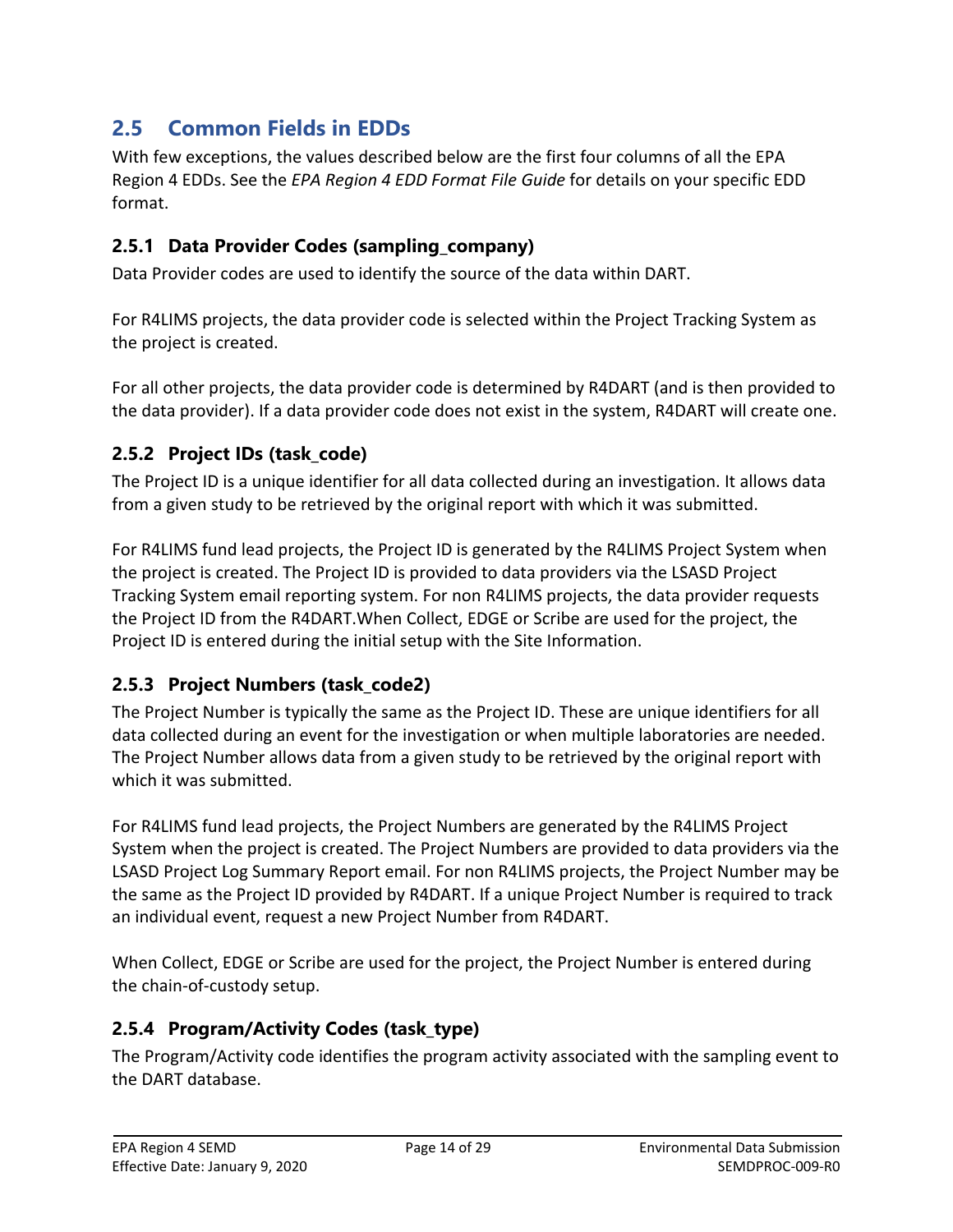## 2.5 Common Fields in EDDs

With few exceptions, the values described below are the first four columns of all the EPA Region 4 EDDs. See the *EPA Region 4 EDD Format File Guide* for details on your specific EDD format.

### 2.5.1 Data Provider Codes (sampling_company)

Data Provider codes are used to identify the source of the data within DART.

For R4LIMS projects, the data provider code is selected within the Project Tracking System as the project is created.

For all other projects, the data provider code is determined by R4DART (and is then provided to the data provider). If a data provider code does not exist in the system, R4DART will create one.

### 2.5.2 Project IDs (task_code)

The Project ID is a unique identifier for all data collected during an investigation. It allows data from a given study to be retrieved by the original report with which it was submitted.

For R4LIMS fund lead projects, the Project ID is generated by the R4LIMS Project System when the project is created. The Project ID is provided to data providers via the LSASD Project Tracking System email reporting system. For non R4LIMS projects, the data provider requests the Project ID from the R4DART.When Collect, EDGE or Scribe are used for the project, the Project ID is entered during the initial setup with the Site Information.

### 2.5.3 Project Numbers (task_code2)

The Project Number is typically the same as the Project ID. These are unique identifiers for all data collected during an event for the investigation or when multiple laboratories are needed. The Project Number allows data from a given study to be retrieved by the original report with which it was submitted.

For R4LIMS fund lead projects, the Project Numbers are generated by the R4LIMS Project System when the project is created. The Project Numbers are provided to data providers via the LSASD Project Log Summary Report email. For non R4LIMS projects, the Project Number may be the same as the Project ID provided by R4DART. If a unique Project Number is required to track an individual event, request a new Project Number from R4DART.

When Collect, EDGE or Scribe are used for the project, the Project Number is entered during the chain-of-custody setup.

### 2.5.4 Program/Activity Codes (task_type)

The Program/Activity code identifies the program activity associated with the sampling event to the DART database.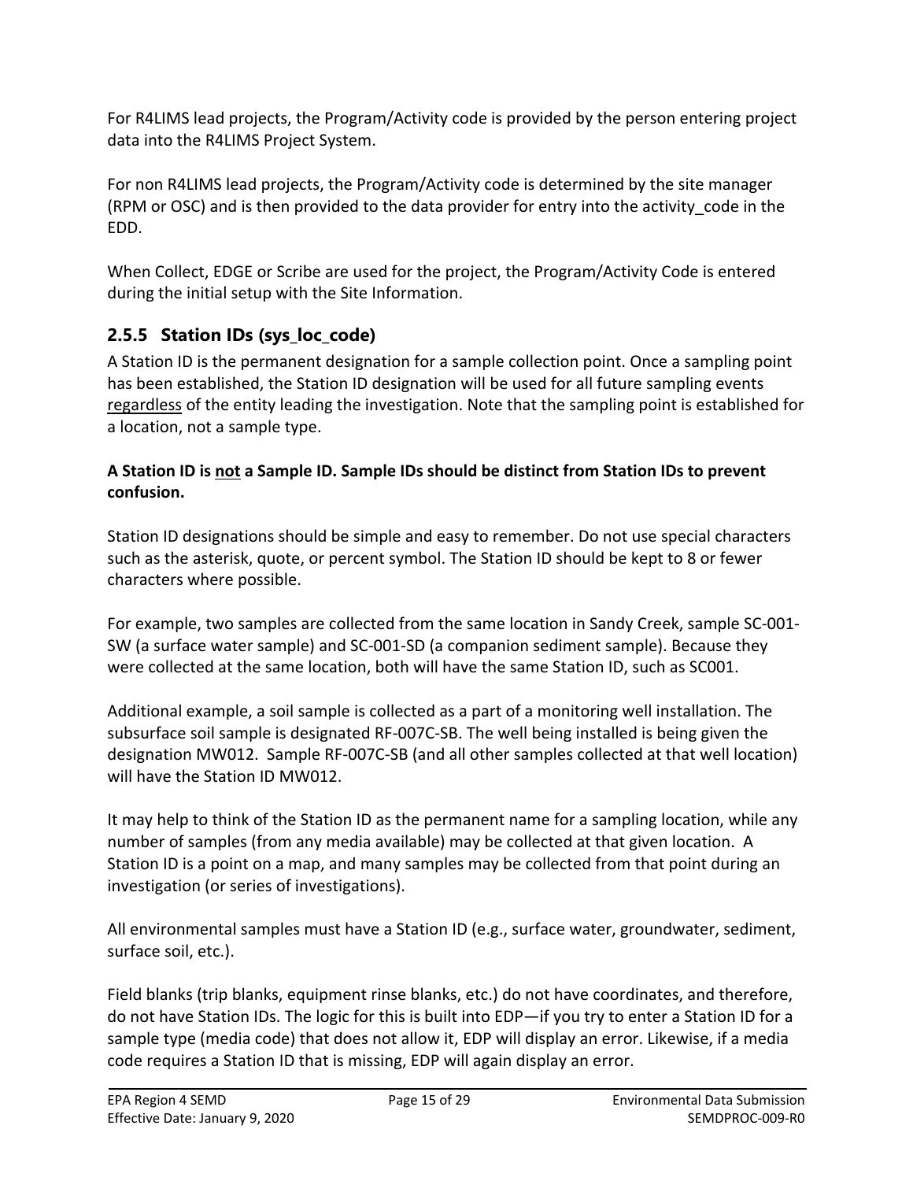For R4LIMS lead projects, the Program/Activity code is provided by the person entering project data into the R4LIMS Project System.

For non R4LIMS lead projects, the Program/Activity code is determined by the site manager (RPM or OSC) and is then provided to the data provider for entry into the activity_code in the EDD.

When Collect, EDGE or Scribe are used for the project, the Program/Activity Code is entered during the initial setup with the Site Information.

### 2.5.5 Station IDs (sys_loc_code)

A Station ID is the permanent designation for a sample collection point. Once a sampling point has been established, the Station ID designation will be used for all future sampling events <u>regardless</u> of the entity leading the investigation. Note that the sampling point is established for a location, not a sample type.

**A Station ID is <u>not</u> a Sample ID. Sample IDs should be distinct from Station IDs to prevent confusion.**

Station ID designations should be simple and easy to remember. Do not use special characters such as the asterisk, quote, or percent symbol. The Station ID should be kept to 8 or fewer characters where possible.

For example, two samples are collected from the same location in Sandy Creek, sample SC-001-SW (a surface water sample) and SC-001-SD (a companion sediment sample). Because they were collected at the same location, both will have the same Station ID, such as SC001.

Additional example, a soil sample is collected as a part of a monitoring well installation. The subsurface soil sample is designated RF-007C-SB. The well being installed is being given the designation MW012. Sample RF-007C-SB (and all other samples collected at that well location) will have the Station ID MW012.

It may help to think of the Station ID as the permanent name for a sampling location, while any number of samples (from any media available) may be collected at that given location. A Station ID is a point on a map, and many samples may be collected from that point during an investigation (or series of investigations).

All environmental samples must have a Station ID (e.g., surface water, groundwater, sediment, surface soil, etc.).

Field blanks (trip blanks, equipment rinse blanks, etc.) do not have coordinates, and therefore, do not have Station IDs. The logic for this is built into EDP—if you try to enter a Station ID for a sample type (media code) that does not allow it, EDP will display an error. Likewise, if a media code requires a Station ID that is missing, EDP will again display an error.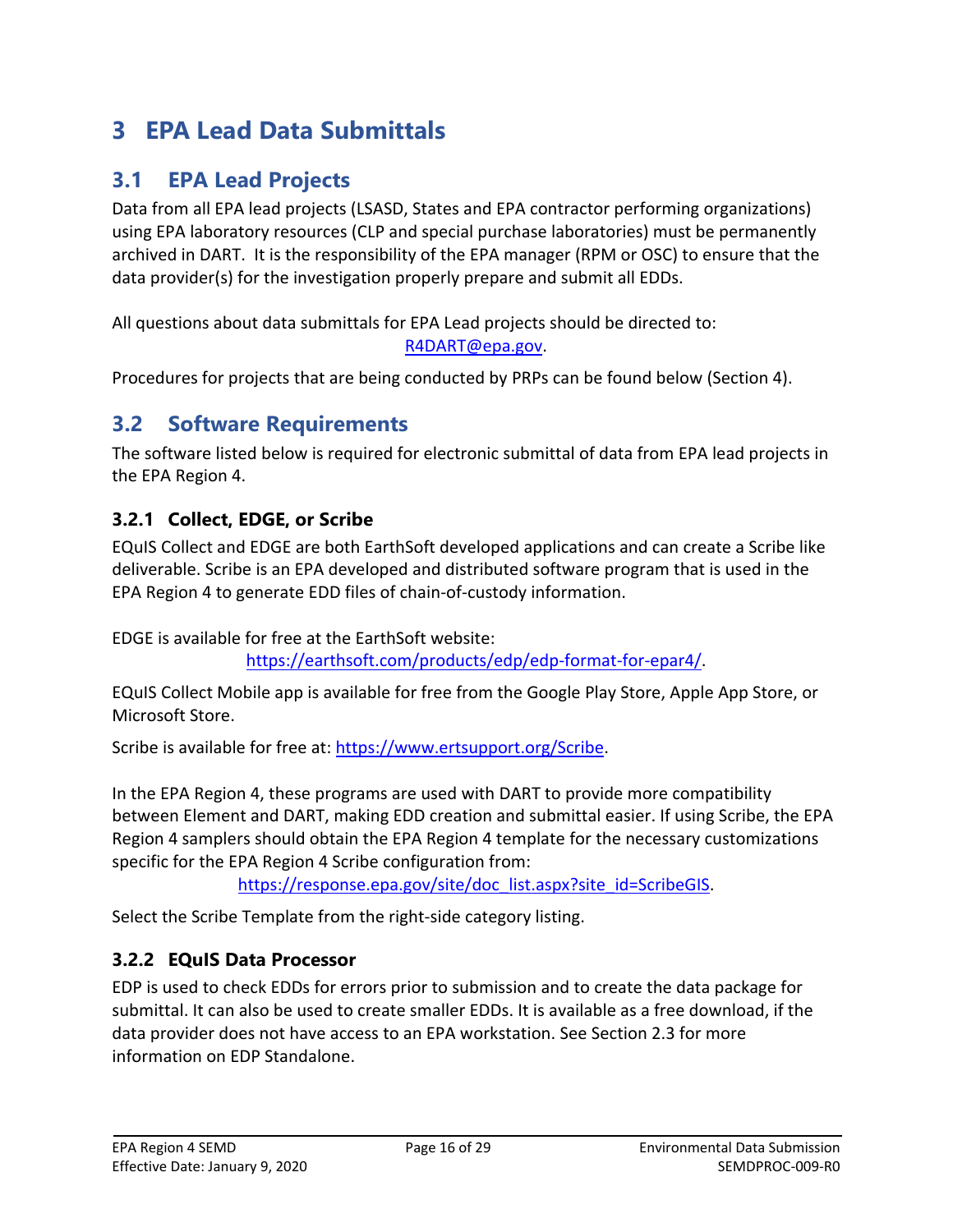# 3 EPA Lead Data Submittals

## 3.1 EPA Lead Projects

Data from all EPA lead projects (LSASD, States and EPA contractor performing organizations) using EPA laboratory resources (CLP and special purchase laboratories) must be permanently archived in DART. It is the responsibility of the EPA manager (RPM or OSC) to ensure that the data provider(s) for the investigation properly prepare and submit all EDDs.

All questions about data submittals for EPA Lead projects should be directed to:
R4DART@epa.gov.

Procedures for projects that are being conducted by PRPs can be found below (Section 4).

## 3.2 Software Requirements

The software listed below is required for electronic submittal of data from EPA lead projects in the EPA Region 4.

### 3.2.1 Collect, EDGE, or Scribe

EQuIS Collect and EDGE are both EarthSoft developed applications and can create a Scribe like deliverable. Scribe is an EPA developed and distributed software program that is used in the EPA Region 4 to generate EDD files of chain-of-custody information.

EDGE is available for free at the EarthSoft website:
https://earthsoft.com/products/edp/edp-format-for-epar4/.

EQuIS Collect Mobile app is available for free from the Google Play Store, Apple App Store, or Microsoft Store.

Scribe is available for free at: https://www.ertsupport.org/Scribe.

In the EPA Region 4, these programs are used with DART to provide more compatibility between Element and DART, making EDD creation and submittal easier. If using Scribe, the EPA Region 4 samplers should obtain the EPA Region 4 template for the necessary customizations specific for the EPA Region 4 Scribe configuration from:
https://response.epa.gov/site/doc_list.aspx?site_id=ScribeGIS.

Select the Scribe Template from the right-side category listing.

### 3.2.2 EQuIS Data Processor

EDP is used to check EDDs for errors prior to submission and to create the data package for submittal. It can also be used to create smaller EDDs. It is available as a free download, if the data provider does not have access to an EPA workstation. See Section 2.3 for more information on EDP Standalone.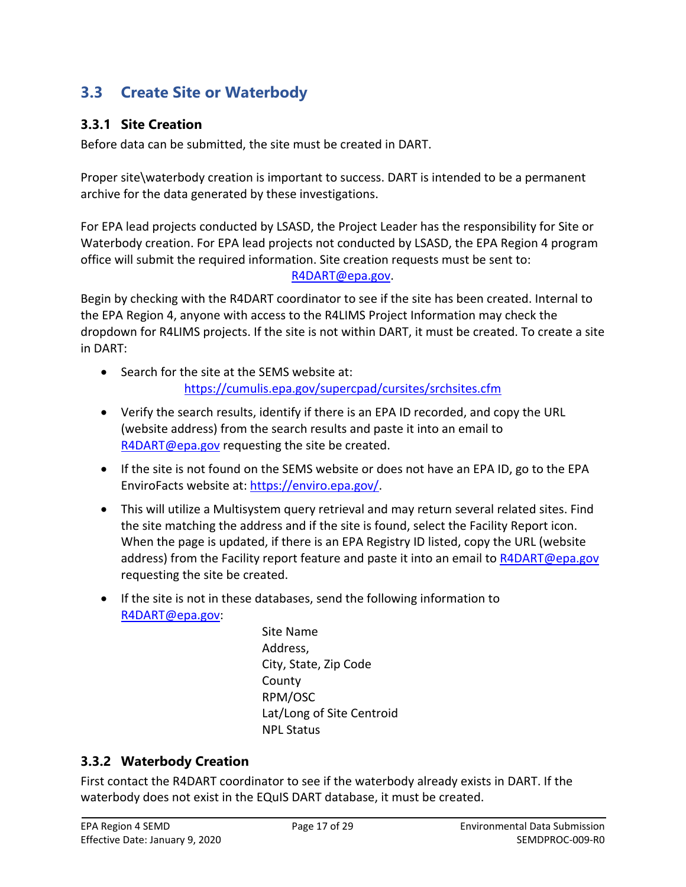## 3.3 Create Site or Waterbody

### 3.3.1 Site Creation

Before data can be submitted, the site must be created in DART.

Proper site\waterbody creation is important to success. DART is intended to be a permanent archive for the data generated by these investigations.

For EPA lead projects conducted by LSASD, the Project Leader has the responsibility for Site or Waterbody creation. For EPA lead projects not conducted by LSASD, the EPA Region 4 program office will submit the required information. Site creation requests must be sent to: R4DART@epa.gov.

Begin by checking with the R4DART coordinator to see if the site has been created. Internal to the EPA Region 4, anyone with access to the R4LIMS Project Information may check the dropdown for R4LIMS projects. If the site is not within DART, it must be created. To create a site in DART:

- Search for the site at the SEMS website at: https://cumulis.epa.gov/supercpad/cursites/srchsites.cfm
- Verify the search results, identify if there is an EPA ID recorded, and copy the URL (website address) from the search results and paste it into an email to R4DART@epa.gov requesting the site be created.
- If the site is not found on the SEMS website or does not have an EPA ID, go to the EPA EnviroFacts website at: https://enviro.epa.gov/.
- This will utilize a Multisystem query retrieval and may return several related sites. Find the site matching the address and if the site is found, select the Facility Report icon. When the page is updated, if there is an EPA Registry ID listed, copy the URL (website address) from the Facility report feature and paste it into an email to R4DART@epa.gov requesting the site be created.
- If the site is not in these databases, send the following information to R4DART@epa.gov:

  Site Name
  Address,
  City, State, Zip Code
  County
  RPM/OSC
  Lat/Long of Site Centroid
  NPL Status

### 3.3.2 Waterbody Creation

First contact the R4DART coordinator to see if the waterbody already exists in DART. If the waterbody does not exist in the EQuIS DART database, it must be created.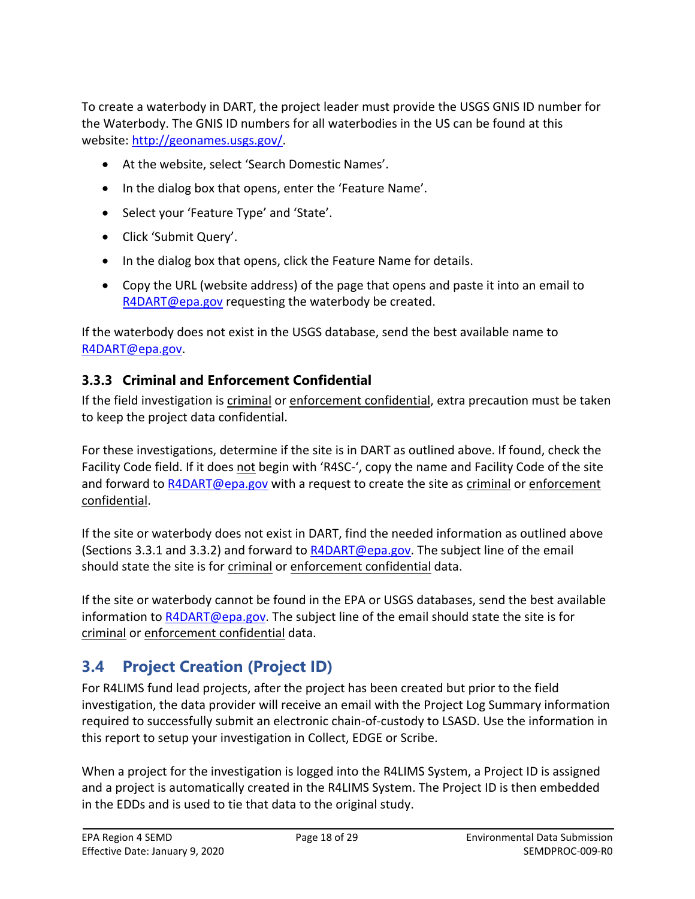To create a waterbody in DART, the project leader must provide the USGS GNIS ID number for the Waterbody. The GNIS ID numbers for all waterbodies in the US can be found at this website: http://geonames.usgs.gov/.

- At the website, select ‘Search Domestic Names’.
- In the dialog box that opens, enter the ‘Feature Name’.
- Select your ‘Feature Type’ and ‘State’.
- Click ‘Submit Query’.
- In the dialog box that opens, click the Feature Name for details.
- Copy the URL (website address) of the page that opens and paste it into an email to R4DART@epa.gov requesting the waterbody be created.

If the waterbody does not exist in the USGS database, send the best available name to R4DART@epa.gov.

### 3.3.3 Criminal and Enforcement Confidential

If the field investigation is criminal or enforcement confidential, extra precaution must be taken to keep the project data confidential.

For these investigations, determine if the site is in DART as outlined above. If found, check the Facility Code field. If it does not begin with ‘R4SC-’, copy the name and Facility Code of the site and forward to R4DART@epa.gov with a request to create the site as criminal or enforcement confidential.

If the site or waterbody does not exist in DART, find the needed information as outlined above (Sections 3.3.1 and 3.3.2) and forward to R4DART@epa.gov. The subject line of the email should state the site is for criminal or enforcement confidential data.

If the site or waterbody cannot be found in the EPA or USGS databases, send the best available information to R4DART@epa.gov. The subject line of the email should state the site is for criminal or enforcement confidential data.

## 3.4 Project Creation (Project ID)

For R4LIMS fund lead projects, after the project has been created but prior to the field investigation, the data provider will receive an email with the Project Log Summary information required to successfully submit an electronic chain-of-custody to LSASD. Use the information in this report to setup your investigation in Collect, EDGE or Scribe.

When a project for the investigation is logged into the R4LIMS System, a Project ID is assigned and a project is automatically created in the R4LIMS System. The Project ID is then embedded in the EDDs and is used to tie that data to the original study.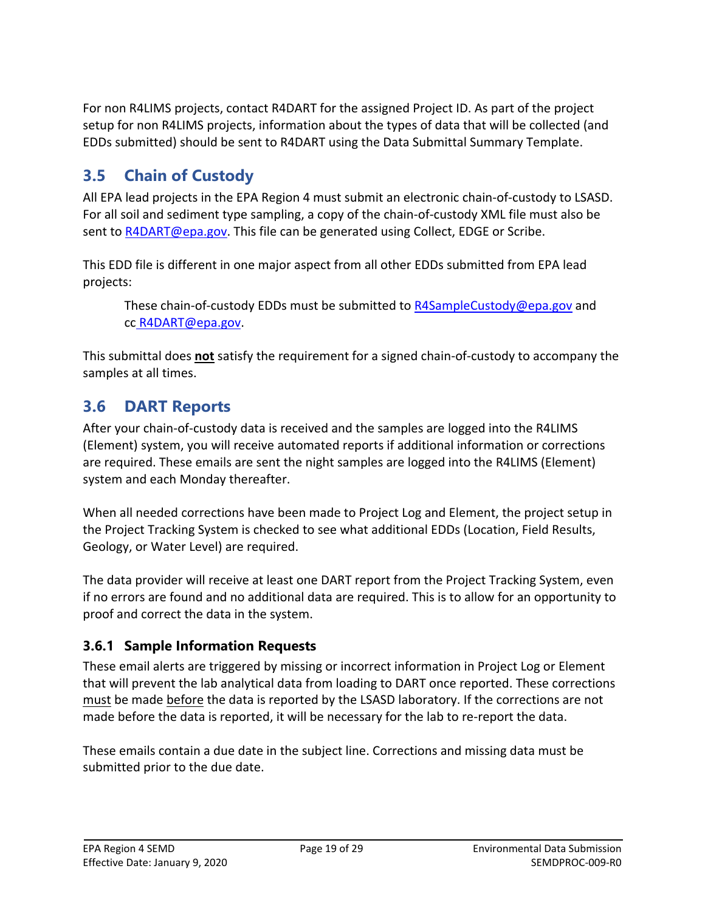For non R4LIMS projects, contact R4DART for the assigned Project ID. As part of the project setup for non R4LIMS projects, information about the types of data that will be collected (and EDDs submitted) should be sent to R4DART using the Data Submittal Summary Template.

## 3.5 Chain of Custody

All EPA lead projects in the EPA Region 4 must submit an electronic chain-of-custody to LSASD. For all soil and sediment type sampling, a copy of the chain-of-custody XML file must also be sent to R4DART@epa.gov. This file can be generated using Collect, EDGE or Scribe.

This EDD file is different in one major aspect from all other EDDs submitted from EPA lead projects:

> These chain-of-custody EDDs must be submitted to R4SampleCustody@epa.gov and cc R4DART@epa.gov.

This submittal does **not** satisfy the requirement for a signed chain-of-custody to accompany the samples at all times.

## 3.6 DART Reports

After your chain-of-custody data is received and the samples are logged into the R4LIMS (Element) system, you will receive automated reports if additional information or corrections are required. These emails are sent the night samples are logged into the R4LIMS (Element) system and each Monday thereafter.

When all needed corrections have been made to Project Log and Element, the project setup in the Project Tracking System is checked to see what additional EDDs (Location, Field Results, Geology, or Water Level) are required.

The data provider will receive at least one DART report from the Project Tracking System, even if no errors are found and no additional data are required. This is to allow for an opportunity to proof and correct the data in the system.

### 3.6.1 Sample Information Requests

These email alerts are triggered by missing or incorrect information in Project Log or Element that will prevent the lab analytical data from loading to DART once reported. These corrections must be made before the data is reported by the LSASD laboratory. If the corrections are not made before the data is reported, it will be necessary for the lab to re-report the data.

These emails contain a due date in the subject line. Corrections and missing data must be submitted prior to the due date.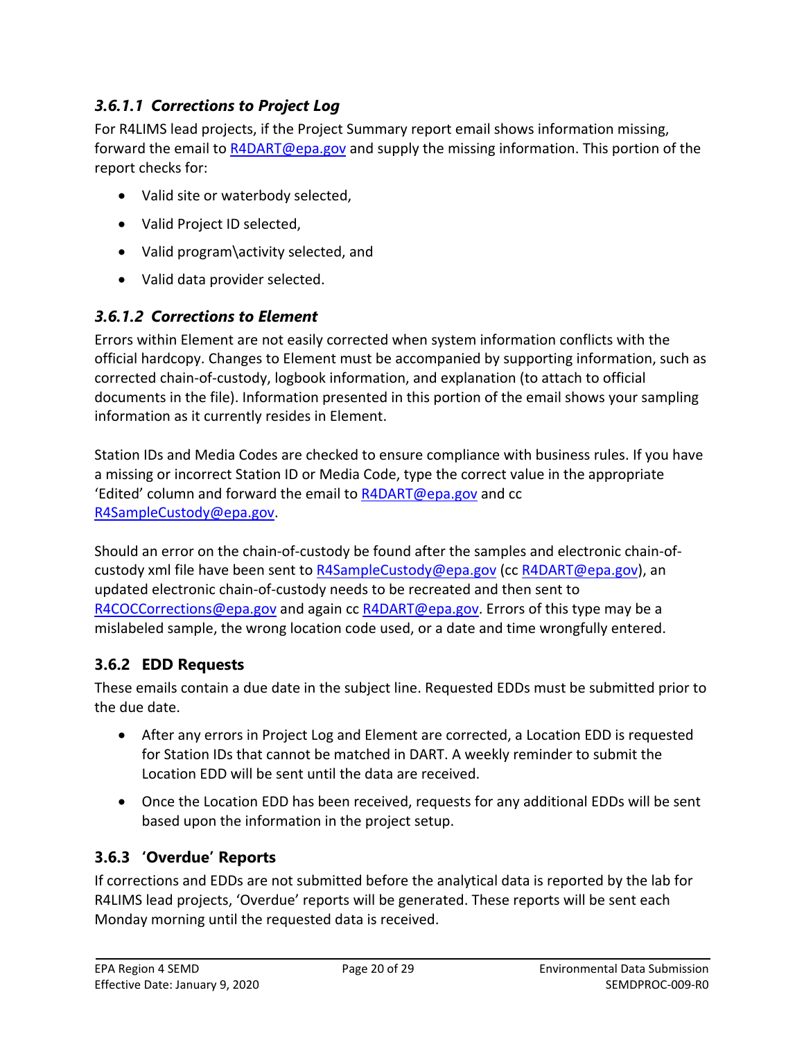#### *3.6.1.1 Corrections to Project Log*

For R4LIMS lead projects, if the Project Summary report email shows information missing, forward the email to R4DART@epa.gov and supply the missing information. This portion of the report checks for:

- Valid site or waterbody selected,
- Valid Project ID selected,
- Valid program\activity selected, and
- Valid data provider selected.

#### *3.6.1.2 Corrections to Element*

Errors within Element are not easily corrected when system information conflicts with the official hardcopy. Changes to Element must be accompanied by supporting information, such as corrected chain-of-custody, logbook information, and explanation (to attach to official documents in the file). Information presented in this portion of the email shows your sampling information as it currently resides in Element.

Station IDs and Media Codes are checked to ensure compliance with business rules. If you have a missing or incorrect Station ID or Media Code, type the correct value in the appropriate 'Edited' column and forward the email to R4DART@epa.gov and cc R4SampleCustody@epa.gov.

Should an error on the chain-of-custody be found after the samples and electronic chain-of-custody xml file have been sent to R4SampleCustody@epa.gov (cc R4DART@epa.gov), an updated electronic chain-of-custody needs to be recreated and then sent to R4COCCorrections@epa.gov and again cc R4DART@epa.gov. Errors of this type may be a mislabeled sample, the wrong location code used, or a date and time wrongfully entered.

### 3.6.2 EDD Requests

These emails contain a due date in the subject line. Requested EDDs must be submitted prior to the due date.

- After any errors in Project Log and Element are corrected, a Location EDD is requested for Station IDs that cannot be matched in DART. A weekly reminder to submit the Location EDD will be sent until the data are received.
- Once the Location EDD has been received, requests for any additional EDDs will be sent based upon the information in the project setup.

### 3.6.3 'Overdue' Reports

If corrections and EDDs are not submitted before the analytical data is reported by the lab for R4LIMS lead projects, 'Overdue' reports will be generated. These reports will be sent each Monday morning until the requested data is received.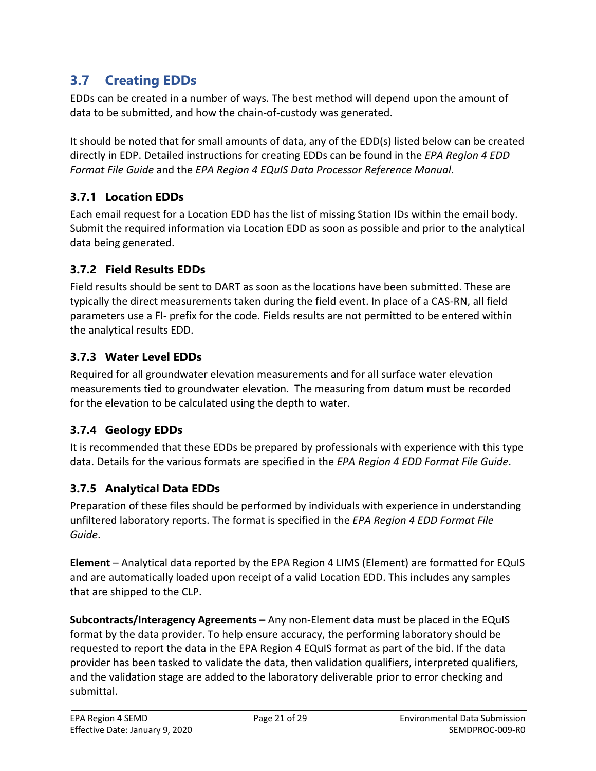## 3.7 Creating EDDs

EDDs can be created in a number of ways. The best method will depend upon the amount of data to be submitted, and how the chain-of-custody was generated.

It should be noted that for small amounts of data, any of the EDD(s) listed below can be created directly in EDP. Detailed instructions for creating EDDs can be found in the *EPA Region 4 EDD Format File Guide* and the *EPA Region 4 EQuIS Data Processor Reference Manual*.

### 3.7.1 Location EDDs

Each email request for a Location EDD has the list of missing Station IDs within the email body. Submit the required information via Location EDD as soon as possible and prior to the analytical data being generated.

### 3.7.2 Field Results EDDs

Field results should be sent to DART as soon as the locations have been submitted. These are typically the direct measurements taken during the field event. In place of a CAS-RN, all field parameters use a FI- prefix for the code. Fields results are not permitted to be entered within the analytical results EDD.

### 3.7.3 Water Level EDDs

Required for all groundwater elevation measurements and for all surface water elevation measurements tied to groundwater elevation. The measuring from datum must be recorded for the elevation to be calculated using the depth to water.

### 3.7.4 Geology EDDs

It is recommended that these EDDs be prepared by professionals with experience with this type data. Details for the various formats are specified in the *EPA Region 4 EDD Format File Guide*.

### 3.7.5 Analytical Data EDDs

Preparation of these files should be performed by individuals with experience in understanding unfiltered laboratory reports. The format is specified in the *EPA Region 4 EDD Format File Guide*.

**Element** – Analytical data reported by the EPA Region 4 LIMS (Element) are formatted for EQuIS and are automatically loaded upon receipt of a valid Location EDD. This includes any samples that are shipped to the CLP.

**Subcontracts/Interagency Agreements –** Any non-Element data must be placed in the EQuIS format by the data provider. To help ensure accuracy, the performing laboratory should be requested to report the data in the EPA Region 4 EQuIS format as part of the bid. If the data provider has been tasked to validate the data, then validation qualifiers, interpreted qualifiers, and the validation stage are added to the laboratory deliverable prior to error checking and submittal.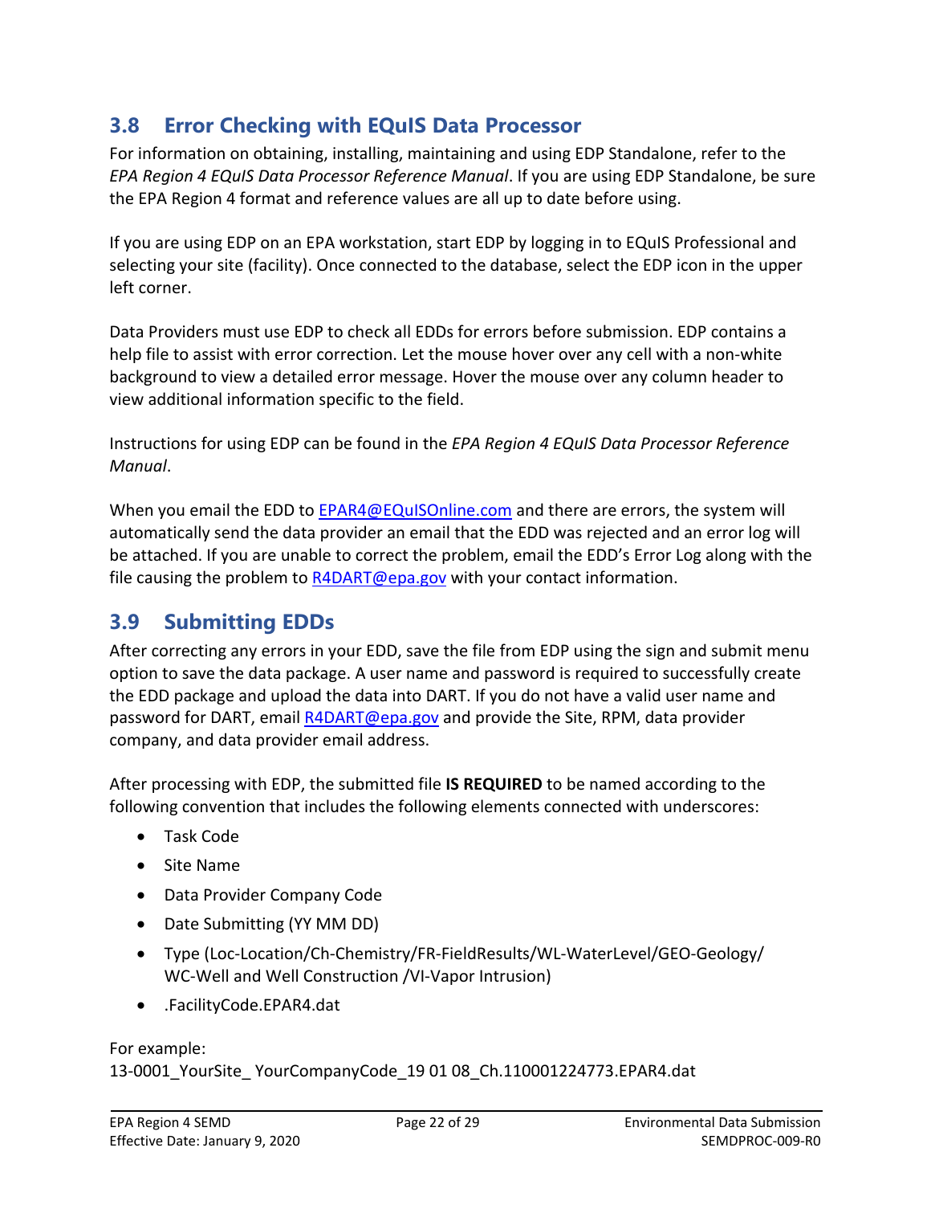## 3.8 Error Checking with EQuIS Data Processor

For information on obtaining, installing, maintaining and using EDP Standalone, refer to the *EPA Region 4 EQuIS Data Processor Reference Manual*. If you are using EDP Standalone, be sure the EPA Region 4 format and reference values are all up to date before using.

If you are using EDP on an EPA workstation, start EDP by logging in to EQuIS Professional and selecting your site (facility). Once connected to the database, select the EDP icon in the upper left corner.

Data Providers must use EDP to check all EDDs for errors before submission. EDP contains a help file to assist with error correction. Let the mouse hover over any cell with a non-white background to view a detailed error message. Hover the mouse over any column header to view additional information specific to the field.

Instructions for using EDP can be found in the *EPA Region 4 EQuIS Data Processor Reference Manual*.

When you email the EDD to EPAR4@EQuISOnline.com and there are errors, the system will automatically send the data provider an email that the EDD was rejected and an error log will be attached. If you are unable to correct the problem, email the EDD's Error Log along with the file causing the problem to R4DART@epa.gov with your contact information.

## 3.9 Submitting EDDs

After correcting any errors in your EDD, save the file from EDP using the sign and submit menu option to save the data package. A user name and password is required to successfully create the EDD package and upload the data into DART. If you do not have a valid user name and password for DART, email R4DART@epa.gov and provide the Site, RPM, data provider company, and data provider email address.

After processing with EDP, the submitted file **IS REQUIRED** to be named according to the following convention that includes the following elements connected with underscores:

- Task Code
- Site Name
- Data Provider Company Code
- Date Submitting (YY MM DD)
- Type (Loc-Location/Ch-Chemistry/FR-FieldResults/WL-WaterLevel/GEO-Geology/ WC-Well and Well Construction /VI-Vapor Intrusion)
- .FacilityCode.EPAR4.dat

For example:
13-0001_YourSite_ YourCompanyCode_19 01 08_Ch.110001224773.EPAR4.dat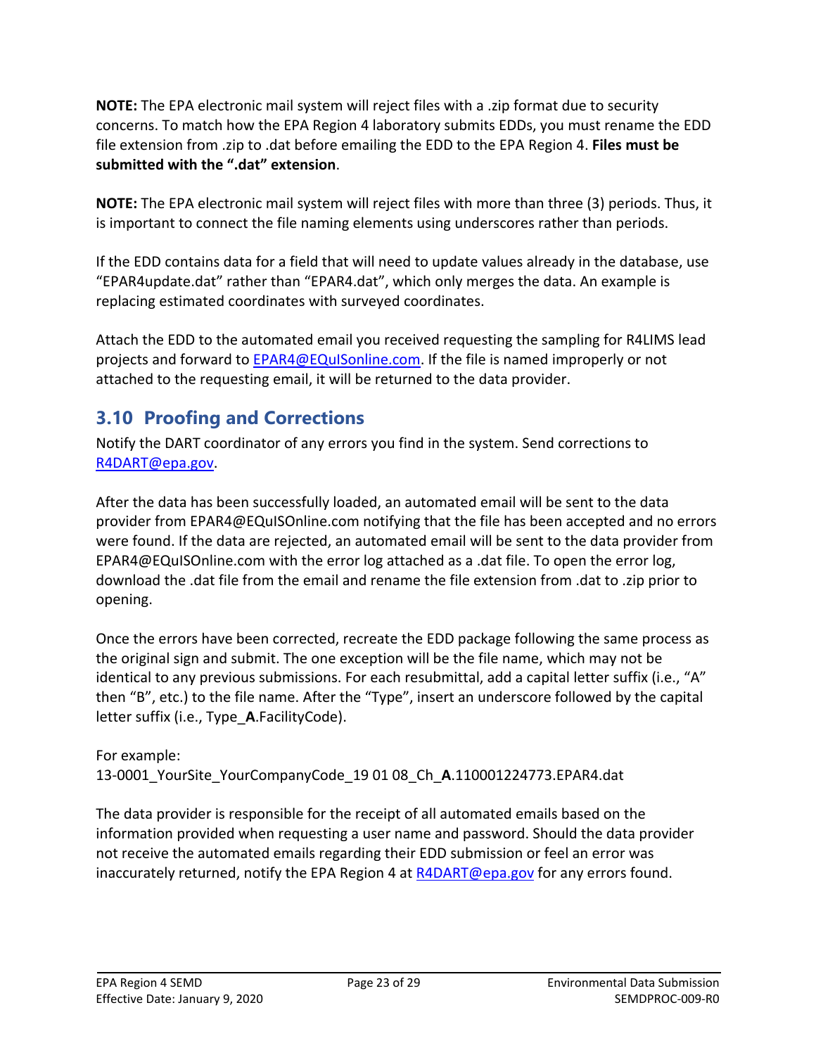**NOTE:** The EPA electronic mail system will reject files with a .zip format due to security concerns. To match how the EPA Region 4 laboratory submits EDDs, you must rename the EDD file extension from .zip to .dat before emailing the EDD to the EPA Region 4. **Files must be submitted with the ".dat" extension**.

**NOTE:** The EPA electronic mail system will reject files with more than three (3) periods. Thus, it is important to connect the file naming elements using underscores rather than periods.

If the EDD contains data for a field that will need to update values already in the database, use "EPAR4update.dat" rather than "EPAR4.dat", which only merges the data. An example is replacing estimated coordinates with surveyed coordinates.

Attach the EDD to the automated email you received requesting the sampling for R4LIMS lead projects and forward to EPAR4@EQuISonline.com. If the file is named improperly or not attached to the requesting email, it will be returned to the data provider.

## 3.10 Proofing and Corrections

Notify the DART coordinator of any errors you find in the system. Send corrections to R4DART@epa.gov.

After the data has been successfully loaded, an automated email will be sent to the data provider from EPAR4@EQuISOnline.com notifying that the file has been accepted and no errors were found. If the data are rejected, an automated email will be sent to the data provider from EPAR4@EQuISOnline.com with the error log attached as a .dat file. To open the error log, download the .dat file from the email and rename the file extension from .dat to .zip prior to opening.

Once the errors have been corrected, recreate the EDD package following the same process as the original sign and submit. The one exception will be the file name, which may not be identical to any previous submissions. For each resubmittal, add a capital letter suffix (i.e., "A" then "B", etc.) to the file name. After the "Type", insert an underscore followed by the capital letter suffix (i.e., Type_**A**.FacilityCode).

For example:
13-0001_YourSite_YourCompanyCode_19 01 08_Ch_**A**.110001224773.EPAR4.dat

The data provider is responsible for the receipt of all automated emails based on the information provided when requesting a user name and password. Should the data provider not receive the automated emails regarding their EDD submission or feel an error was inaccurately returned, notify the EPA Region 4 at R4DART@epa.gov for any errors found.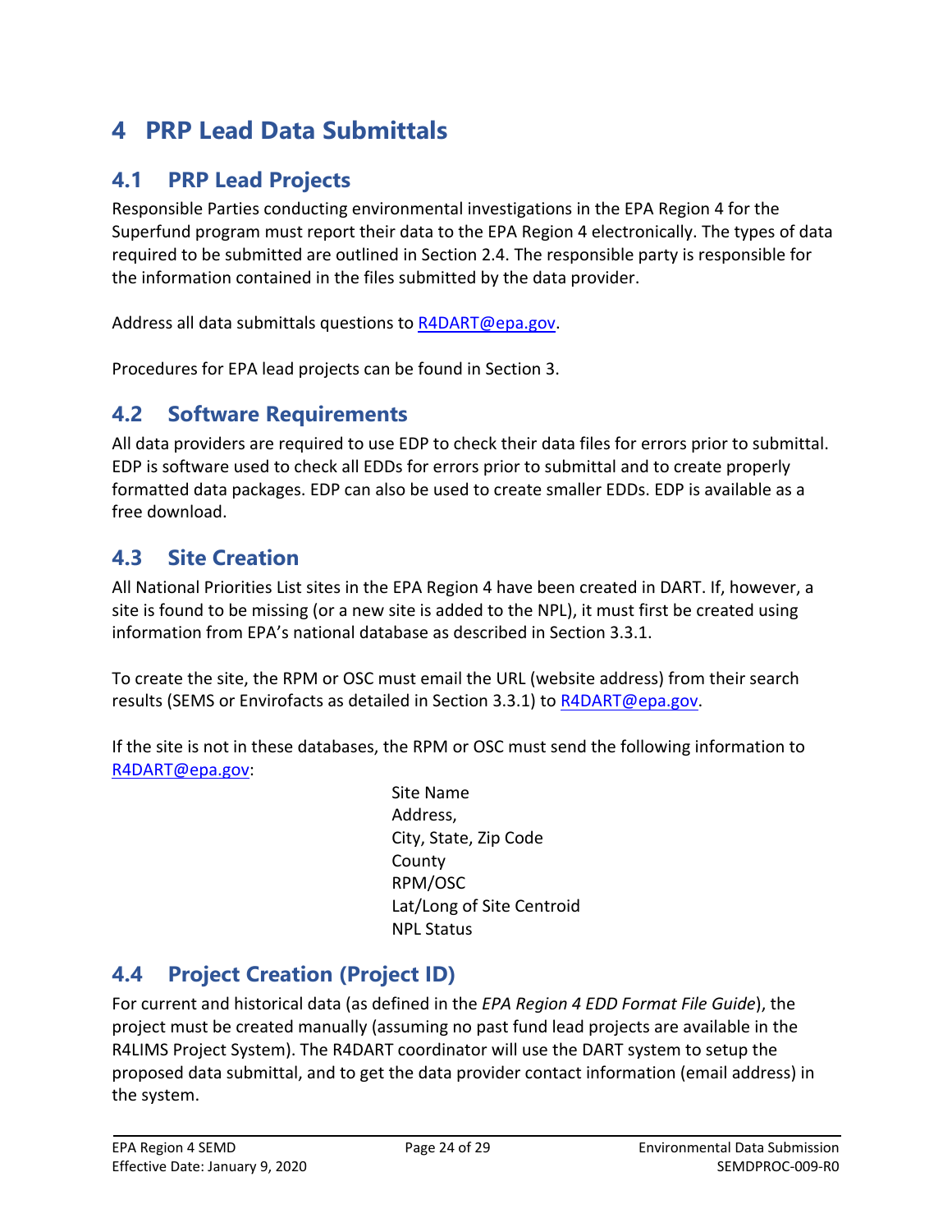# 4 PRP Lead Data Submittals

## 4.1 PRP Lead Projects

Responsible Parties conducting environmental investigations in the EPA Region 4 for the Superfund program must report their data to the EPA Region 4 electronically. The types of data required to be submitted are outlined in Section 2.4. The responsible party is responsible for the information contained in the files submitted by the data provider.

Address all data submittals questions to R4DART@epa.gov.

Procedures for EPA lead projects can be found in Section 3.

## 4.2 Software Requirements

All data providers are required to use EDP to check their data files for errors prior to submittal. EDP is software used to check all EDDs for errors prior to submittal and to create properly formatted data packages. EDP can also be used to create smaller EDDs. EDP is available as a free download.

## 4.3 Site Creation

All National Priorities List sites in the EPA Region 4 have been created in DART. If, however, a site is found to be missing (or a new site is added to the NPL), it must first be created using information from EPA's national database as described in Section 3.3.1.

To create the site, the RPM or OSC must email the URL (website address) from their search results (SEMS or Envirofacts as detailed in Section 3.3.1) to R4DART@epa.gov.

If the site is not in these databases, the RPM or OSC must send the following information to R4DART@epa.gov:

Site Name
Address,
City, State, Zip Code
County
RPM/OSC
Lat/Long of Site Centroid
NPL Status

## 4.4 Project Creation (Project ID)

For current and historical data (as defined in the *EPA Region 4 EDD Format File Guide*), the project must be created manually (assuming no past fund lead projects are available in the R4LIMS Project System). The R4DART coordinator will use the DART system to setup the proposed data submittal, and to get the data provider contact information (email address) in the system.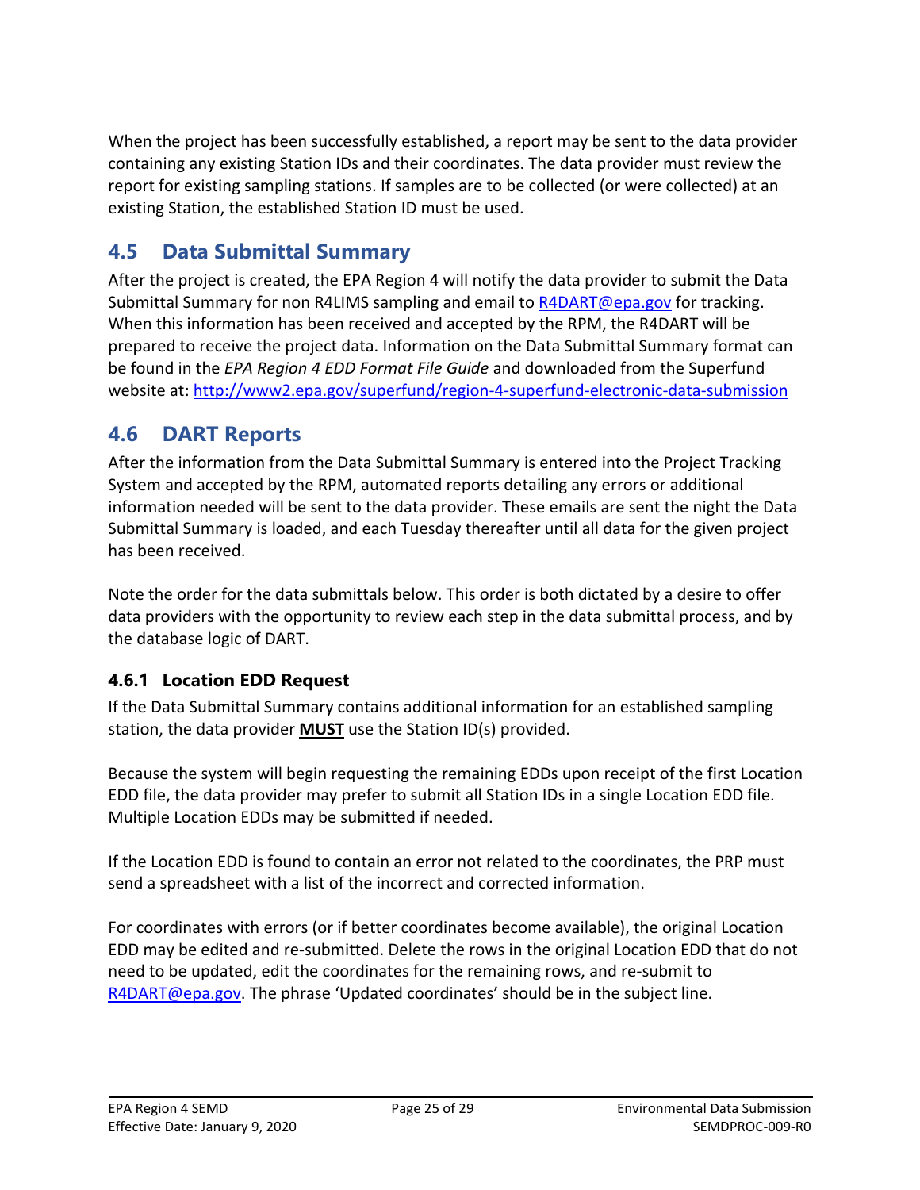When the project has been successfully established, a report may be sent to the data provider containing any existing Station IDs and their coordinates. The data provider must review the report for existing sampling stations. If samples are to be collected (or were collected) at an existing Station, the established Station ID must be used.

## 4.5 Data Submittal Summary

After the project is created, the EPA Region 4 will notify the data provider to submit the Data Submittal Summary for non R4LIMS sampling and email to [R4DART@epa.gov](mailto:R4DART@epa.gov) for tracking. When this information has been received and accepted by the RPM, the R4DART will be prepared to receive the project data. Information on the Data Submittal Summary format can be found in the *EPA Region 4 EDD Format File Guide* and downloaded from the Superfund website at: [http://www2.epa.gov/superfund/region-4-superfund-electronic-data-submission](http://www2.epa.gov/superfund/region-4-superfund-electronic-data-submission)

## 4.6 DART Reports

After the information from the Data Submittal Summary is entered into the Project Tracking System and accepted by the RPM, automated reports detailing any errors or additional information needed will be sent to the data provider. These emails are sent the night the Data Submittal Summary is loaded, and each Tuesday thereafter until all data for the given project has been received.

Note the order for the data submittals below. This order is both dictated by a desire to offer data providers with the opportunity to review each step in the data submittal process, and by the database logic of DART.

### 4.6.1 Location EDD Request

If the Data Submittal Summary contains additional information for an established sampling station, the data provider **MUST** use the Station ID(s) provided.

Because the system will begin requesting the remaining EDDs upon receipt of the first Location EDD file, the data provider may prefer to submit all Station IDs in a single Location EDD file. Multiple Location EDDs may be submitted if needed.

If the Location EDD is found to contain an error not related to the coordinates, the PRP must send a spreadsheet with a list of the incorrect and corrected information.

For coordinates with errors (or if better coordinates become available), the original Location EDD may be edited and re-submitted. Delete the rows in the original Location EDD that do not need to be updated, edit the coordinates for the remaining rows, and re-submit to [R4DART@epa.gov](mailto:R4DART@epa.gov). The phrase 'Updated coordinates' should be in the subject line.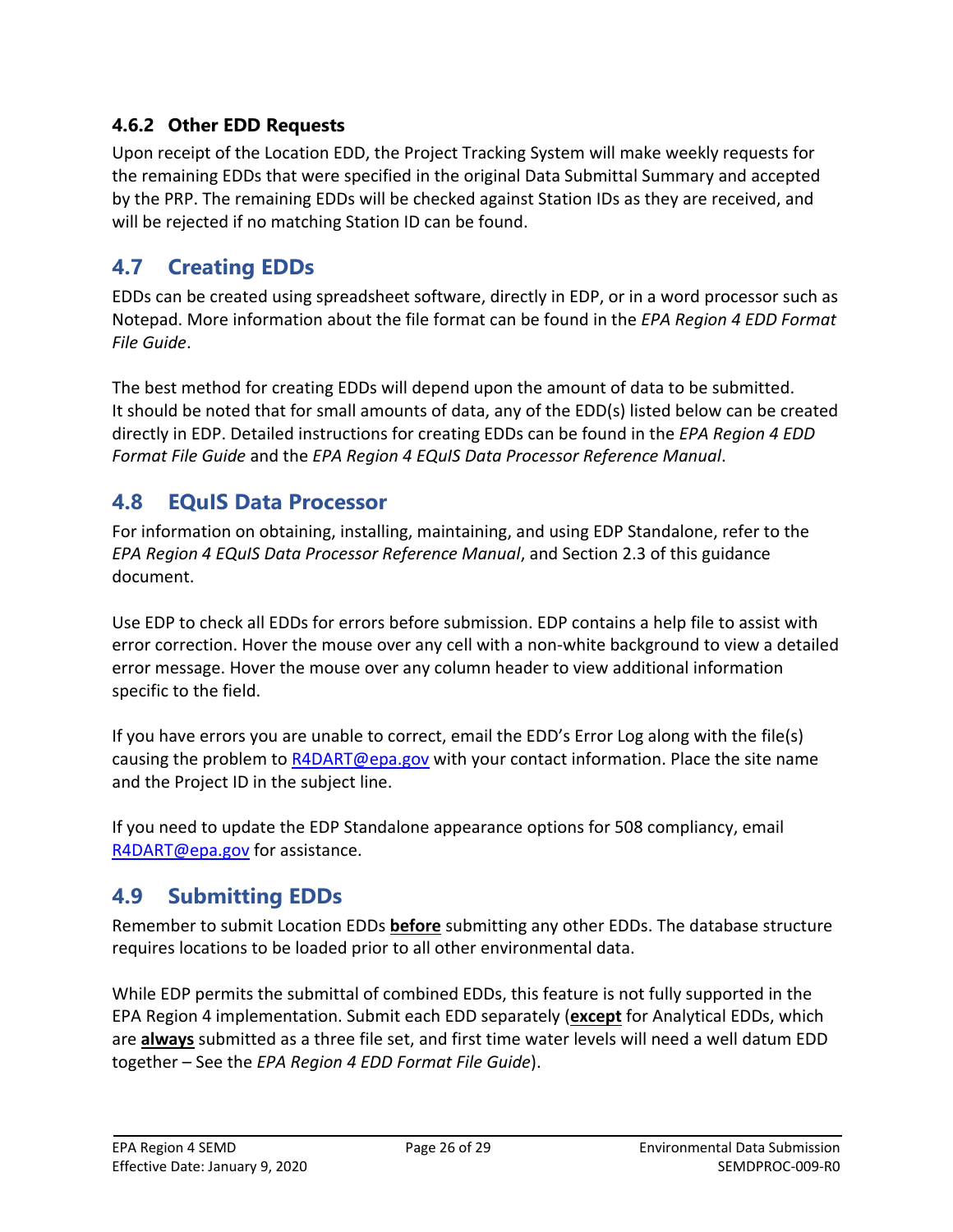### 4.6.2 Other EDD Requests

Upon receipt of the Location EDD, the Project Tracking System will make weekly requests for the remaining EDDs that were specified in the original Data Submittal Summary and accepted by the PRP. The remaining EDDs will be checked against Station IDs as they are received, and will be rejected if no matching Station ID can be found.

## 4.7 Creating EDDs

EDDs can be created using spreadsheet software, directly in EDP, or in a word processor such as Notepad. More information about the file format can be found in the *EPA Region 4 EDD Format File Guide*.

The best method for creating EDDs will depend upon the amount of data to be submitted. It should be noted that for small amounts of data, any of the EDD(s) listed below can be created directly in EDP. Detailed instructions for creating EDDs can be found in the *EPA Region 4 EDD Format File Guide* and the *EPA Region 4 EQuIS Data Processor Reference Manual*.

## 4.8 EQuIS Data Processor

For information on obtaining, installing, maintaining, and using EDP Standalone, refer to the *EPA Region 4 EQuIS Data Processor Reference Manual*, and Section 2.3 of this guidance document.

Use EDP to check all EDDs for errors before submission. EDP contains a help file to assist with error correction. Hover the mouse over any cell with a non-white background to view a detailed error message. Hover the mouse over any column header to view additional information specific to the field.

If you have errors you are unable to correct, email the EDD's Error Log along with the file(s) causing the problem to R4DART@epa.gov with your contact information. Place the site name and the Project ID in the subject line.

If you need to update the EDP Standalone appearance options for 508 compliancy, email R4DART@epa.gov for assistance.

## 4.9 Submitting EDDs

Remember to submit Location EDDs **before** submitting any other EDDs. The database structure requires locations to be loaded prior to all other environmental data.

While EDP permits the submittal of combined EDDs, this feature is not fully supported in the EPA Region 4 implementation. Submit each EDD separately (**except** for Analytical EDDs, which are **always** submitted as a three file set, and first time water levels will need a well datum EDD together – See the *EPA Region 4 EDD Format File Guide*).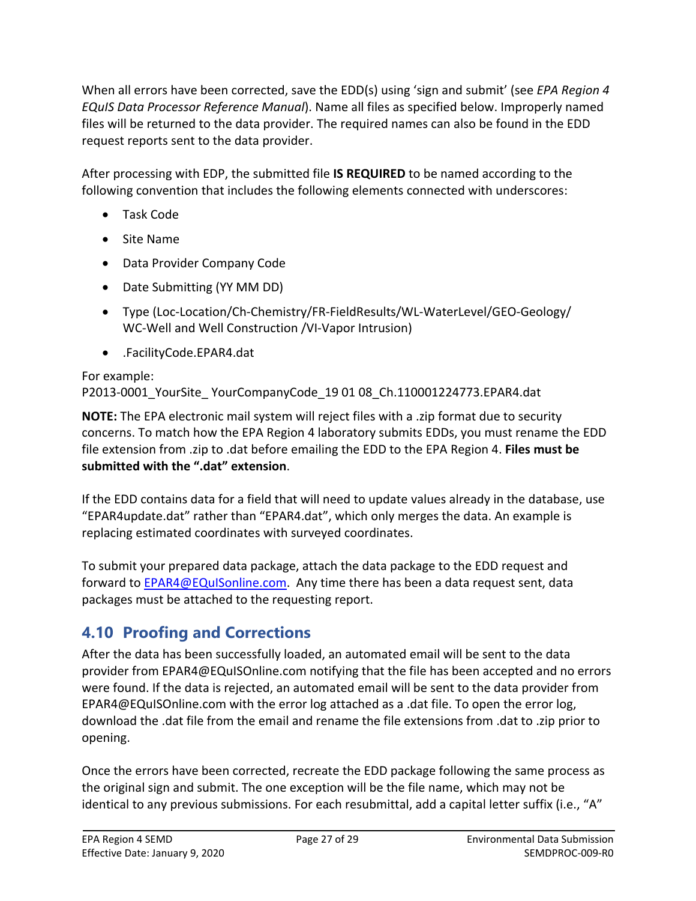When all errors have been corrected, save the EDD(s) using 'sign and submit' (see *EPA Region 4 EQuIS Data Processor Reference Manual*). Name all files as specified below. Improperly named files will be returned to the data provider. The required names can also be found in the EDD request reports sent to the data provider.

After processing with EDP, the submitted file **IS REQUIRED** to be named according to the following convention that includes the following elements connected with underscores:

- Task Code
- Site Name
- Data Provider Company Code
- Date Submitting (YY MM DD)
- Type (Loc-Location/Ch-Chemistry/FR-FieldResults/WL-WaterLevel/GEO-Geology/ WC-Well and Well Construction /VI-Vapor Intrusion)
- .FacilityCode.EPAR4.dat

For example:
P2013-0001_YourSite_ YourCompanyCode_19 01 08_Ch.110001224773.EPAR4.dat

**NOTE:** The EPA electronic mail system will reject files with a .zip format due to security concerns. To match how the EPA Region 4 laboratory submits EDDs, you must rename the EDD file extension from .zip to .dat before emailing the EDD to the EPA Region 4. **Files must be submitted with the ".dat" extension**.

If the EDD contains data for a field that will need to update values already in the database, use "EPAR4update.dat" rather than "EPAR4.dat", which only merges the data. An example is replacing estimated coordinates with surveyed coordinates.

To submit your prepared data package, attach the data package to the EDD request and forward to EPAR4@EQuISonline.com. Any time there has been a data request sent, data packages must be attached to the requesting report.

## 4.10 Proofing and Corrections

After the data has been successfully loaded, an automated email will be sent to the data provider from EPAR4@EQuISOnline.com notifying that the file has been accepted and no errors were found. If the data is rejected, an automated email will be sent to the data provider from EPAR4@EQuISOnline.com with the error log attached as a .dat file. To open the error log, download the .dat file from the email and rename the file extensions from .dat to .zip prior to opening.

Once the errors have been corrected, recreate the EDD package following the same process as the original sign and submit. The one exception will be the file name, which may not be identical to any previous submissions. For each resubmittal, add a capital letter suffix (i.e., "A"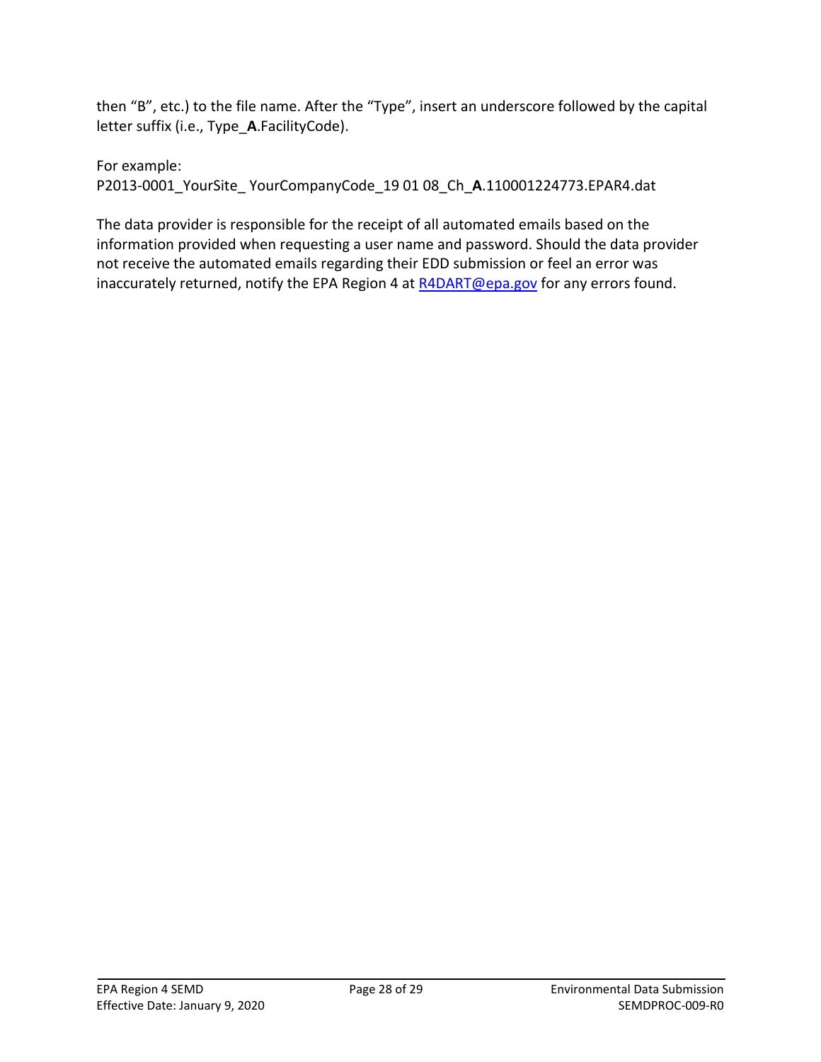then “B”, etc.) to the file name. After the “Type”, insert an underscore followed by the capital letter suffix (i.e., Type_**A**.FacilityCode).

For example:
P2013-0001_YourSite_ YourCompanyCode_19 01 08_Ch_**A**.110001224773.EPAR4.dat

The data provider is responsible for the receipt of all automated emails based on the information provided when requesting a user name and password. Should the data provider not receive the automated emails regarding their EDD submission or feel an error was inaccurately returned, notify the EPA Region 4 at R4DART@epa.gov for any errors found.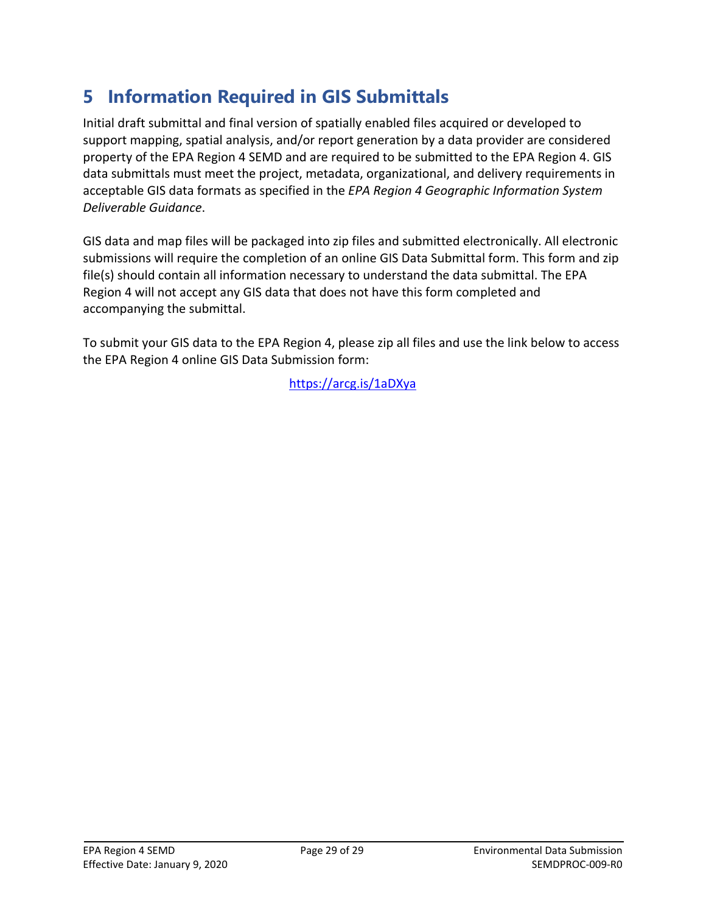# 5 Information Required in GIS Submittals

Initial draft submittal and final version of spatially enabled files acquired or developed to support mapping, spatial analysis, and/or report generation by a data provider are considered property of the EPA Region 4 SEMD and are required to be submitted to the EPA Region 4. GIS data submittals must meet the project, metadata, organizational, and delivery requirements in acceptable GIS data formats as specified in the *EPA Region 4 Geographic Information System Deliverable Guidance*.

GIS data and map files will be packaged into zip files and submitted electronically. All electronic submissions will require the completion of an online GIS Data Submittal form. This form and zip file(s) should contain all information necessary to understand the data submittal. The EPA Region 4 will not accept any GIS data that does not have this form completed and accompanying the submittal.

To submit your GIS data to the EPA Region 4, please zip all files and use the link below to access the EPA Region 4 online GIS Data Submission form:

https://arcg.is/1aDXya